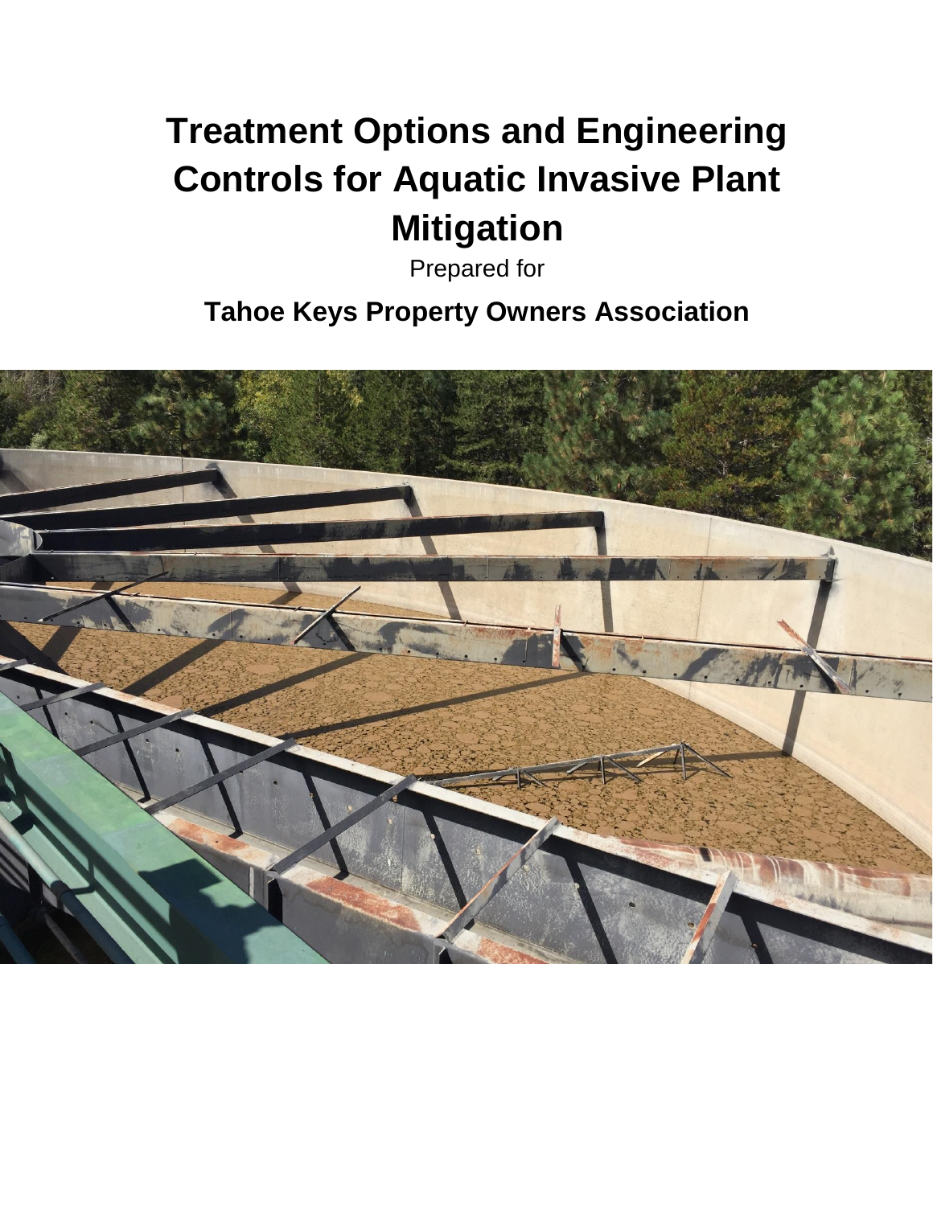# Treatment Options and Engineering Controls for Aquatic Invasive Plant Mitigation

Prepared for

## Tahoe Keys Property Owners Association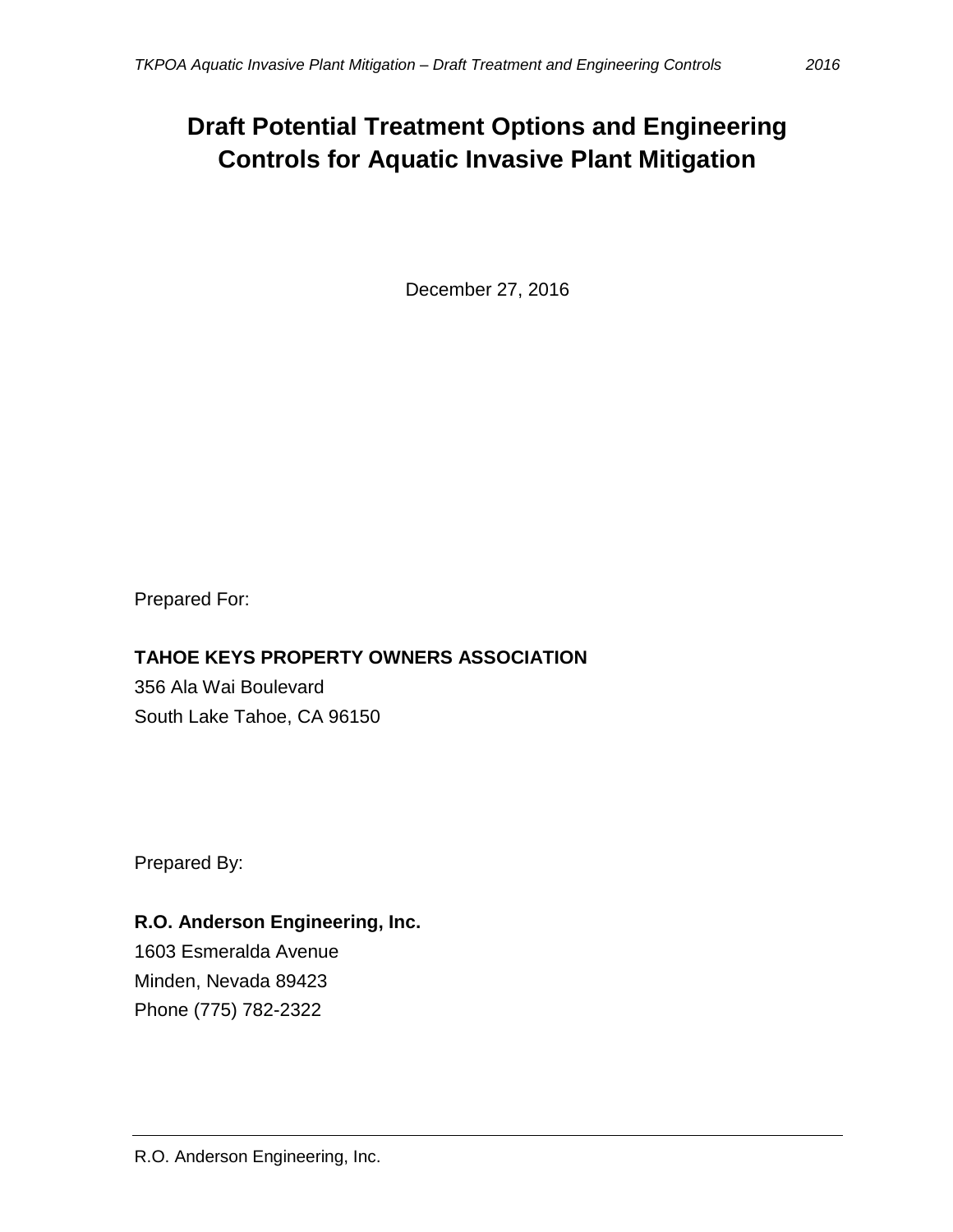# Draft Potential Treatment Options and Engineering Controls for Aquatic Invasive Plant Mitigation

December 27, 2016

Prepared For:

**TAHOE KEYS PROPERTY OWNERS ASSOCIATION**

356 Ala Wai Boulevard

South Lake Tahoe, CA 96150

Prepared By:

**R.O. Anderson Engineering, Inc.**

1603 Esmeralda Avenue

Minden, Nevada 89423

Phone (775) 782-2322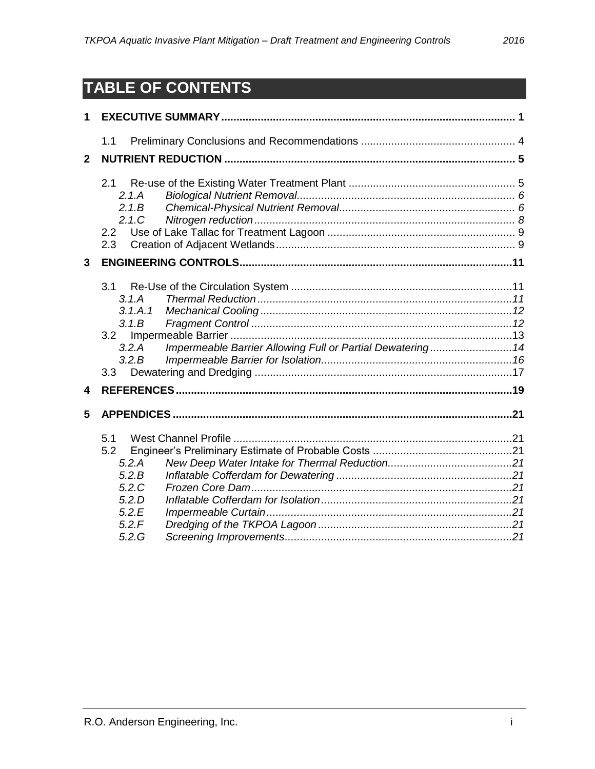# TABLE OF CONTENTS

**1 EXECUTIVE SUMMARY ........ 1**

- 1.1 Preliminary Conclusions and Recommendations ........ 4

**2 NUTRIENT REDUCTION ........ 5**

- 2.1 Re-use of the Existing Water Treatment Plant ........ 5
  - *2.1.A Biological Nutrient Removal ........ 6*
  - *2.1.B Chemical-Physical Nutrient Removal ........ 6*
  - *2.1.C Nitrogen reduction ........ 8*
- 2.2 Use of Lake Tallac for Treatment Lagoon ........ 9
- 2.3 Creation of Adjacent Wetlands ........ 9

**3 ENGINEERING CONTROLS ........ 11**

- 3.1 Re-Use of the Circulation System ........ 11
  - *3.1.A Thermal Reduction ........ 11*
  - *3.1.A.1 Mechanical Cooling ........ 12*
  - *3.1.B Fragment Control ........ 12*
- 3.2 Impermeable Barrier ........ 13
  - *3.2.A Impermeable Barrier Allowing Full or Partial Dewatering ........ 14*
  - *3.2.B Impermeable Barrier for Isolation ........ 16*
- 3.3 Dewatering and Dredging ........ 17

**4 REFERENCES ........ 19**

**5 APPENDICES ........ 21**

- 5.1 West Channel Profile ........ 21
- 5.2 Engineer's Preliminary Estimate of Probable Costs ........ 21
  - *5.2.A New Deep Water Intake for Thermal Reduction ........ 21*
  - *5.2.B Inflatable Cofferdam for Dewatering ........ 21*
  - *5.2.C Frozen Core Dam ........ 21*
  - *5.2.D Inflatable Cofferdam for Isolation ........ 21*
  - *5.2.E Impermeable Curtain ........ 21*
  - *5.2.F Dredging of the TKPOA Lagoon ........ 21*
  - *5.2.G Screening Improvements ........ 21*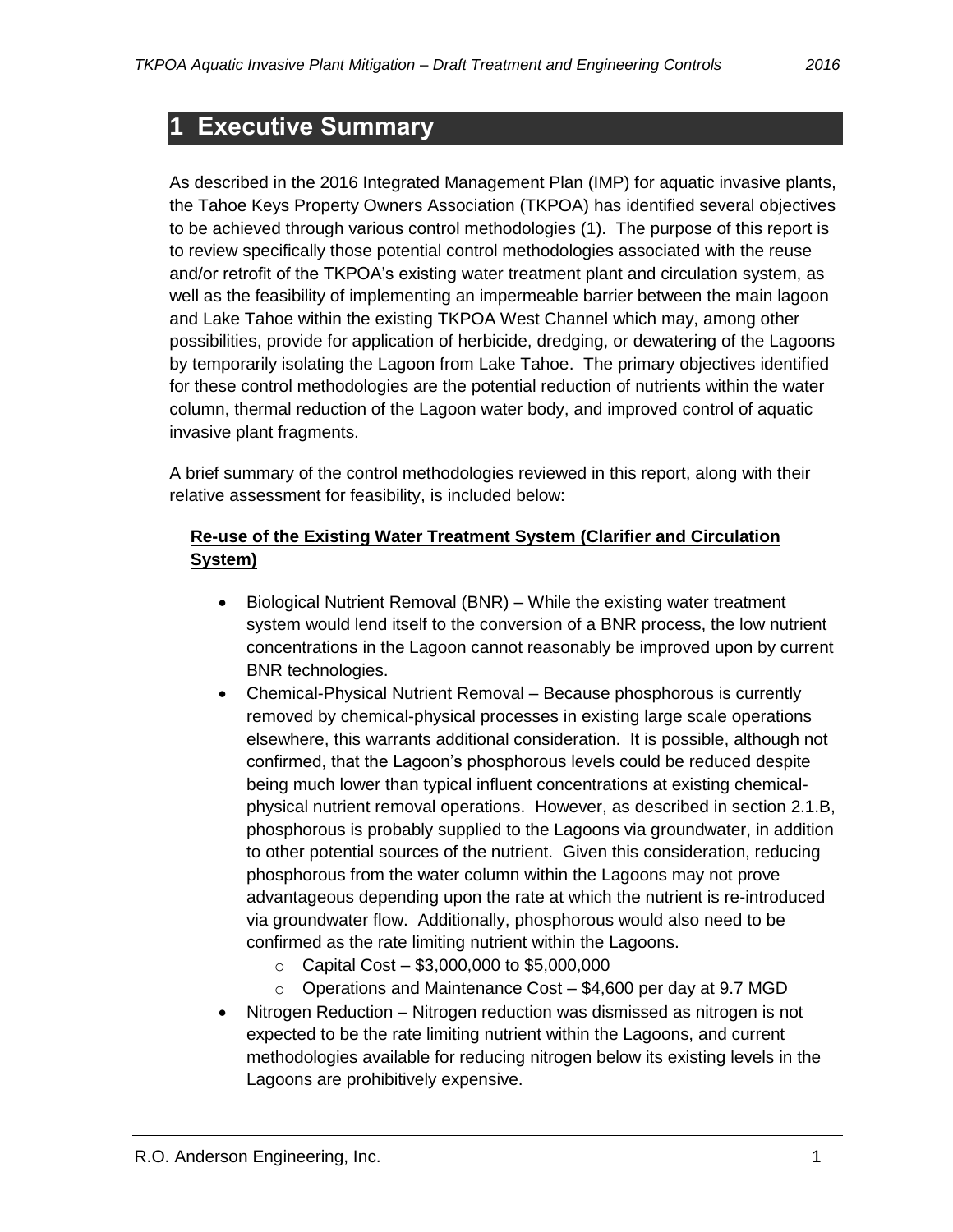# 1 Executive Summary

As described in the 2016 Integrated Management Plan (IMP) for aquatic invasive plants, the Tahoe Keys Property Owners Association (TKPOA) has identified several objectives to be achieved through various control methodologies (1). The purpose of this report is to review specifically those potential control methodologies associated with the reuse and/or retrofit of the TKPOA's existing water treatment plant and circulation system, as well as the feasibility of implementing an impermeable barrier between the main lagoon and Lake Tahoe within the existing TKPOA West Channel which may, among other possibilities, provide for application of herbicide, dredging, or dewatering of the Lagoons by temporarily isolating the Lagoon from Lake Tahoe. The primary objectives identified for these control methodologies are the potential reduction of nutrients within the water column, thermal reduction of the Lagoon water body, and improved control of aquatic invasive plant fragments.

A brief summary of the control methodologies reviewed in this report, along with their relative assessment for feasibility, is included below:

**Re-use of the Existing Water Treatment System (Clarifier and Circulation System)**

- Biological Nutrient Removal (BNR) – While the existing water treatment system would lend itself to the conversion of a BNR process, the low nutrient concentrations in the Lagoon cannot reasonably be improved upon by current BNR technologies.
- Chemical-Physical Nutrient Removal – Because phosphorous is currently removed by chemical-physical processes in existing large scale operations elsewhere, this warrants additional consideration. It is possible, although not confirmed, that the Lagoon's phosphorous levels could be reduced despite being much lower than typical influent concentrations at existing chemical-physical nutrient removal operations. However, as described in section 2.1.B, phosphorous is probably supplied to the Lagoons via groundwater, in addition to other potential sources of the nutrient. Given this consideration, reducing phosphorous from the water column within the Lagoons may not prove advantageous depending upon the rate at which the nutrient is re-introduced via groundwater flow. Additionally, phosphorous would also need to be confirmed as the rate limiting nutrient within the Lagoons.
  - Capital Cost – $3,000,000 to $5,000,000
  - Operations and Maintenance Cost – $4,600 per day at 9.7 MGD
- Nitrogen Reduction – Nitrogen reduction was dismissed as nitrogen is not expected to be the rate limiting nutrient within the Lagoons, and current methodologies available for reducing nitrogen below its existing levels in the Lagoons are prohibitively expensive.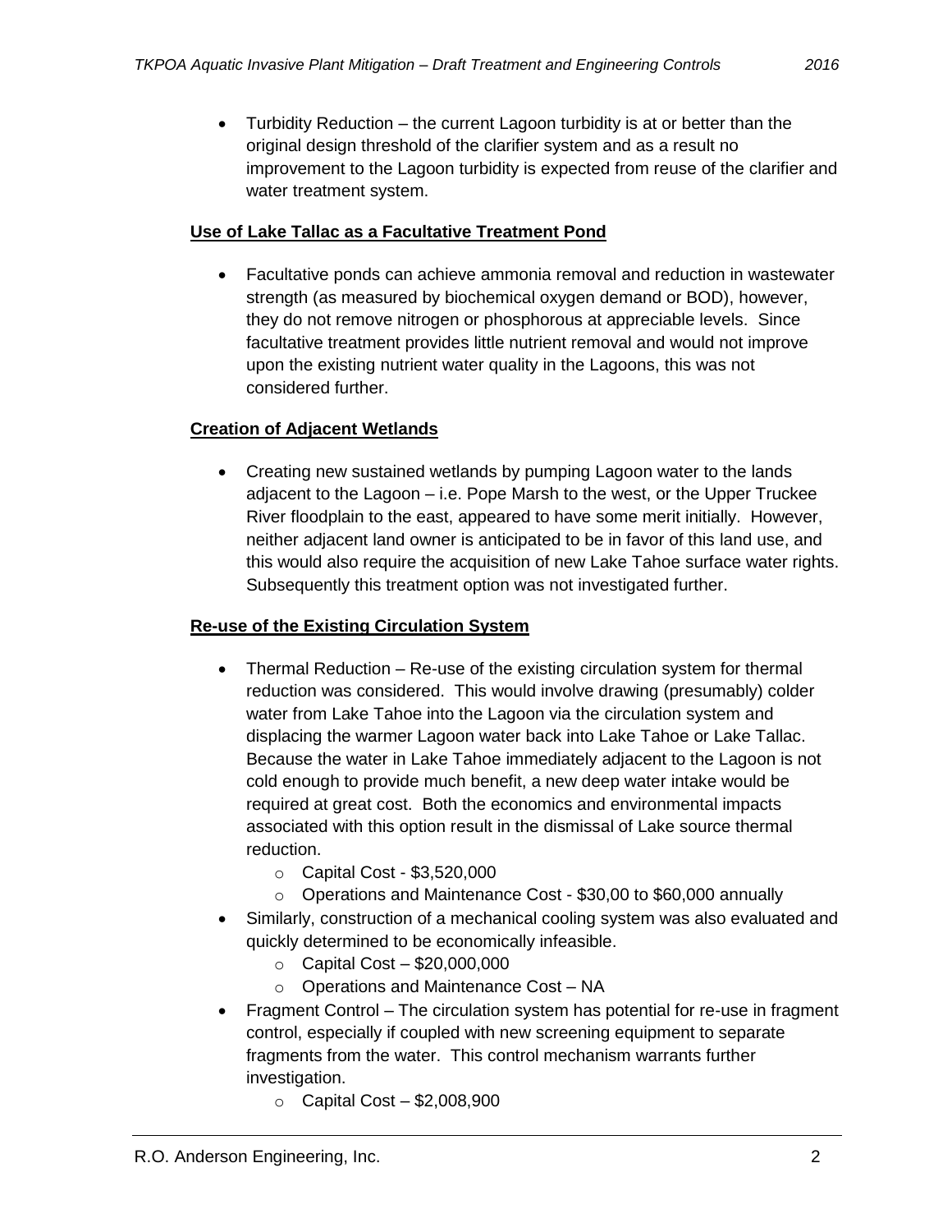- Turbidity Reduction – the current Lagoon turbidity is at or better than the original design threshold of the clarifier system and as a result no improvement to the Lagoon turbidity is expected from reuse of the clarifier and water treatment system.

**Use of Lake Tallac as a Facultative Treatment Pond**

- Facultative ponds can achieve ammonia removal and reduction in wastewater strength (as measured by biochemical oxygen demand or BOD), however, they do not remove nitrogen or phosphorous at appreciable levels. Since facultative treatment provides little nutrient removal and would not improve upon the existing nutrient water quality in the Lagoons, this was not considered further.

**Creation of Adjacent Wetlands**

- Creating new sustained wetlands by pumping Lagoon water to the lands adjacent to the Lagoon – i.e. Pope Marsh to the west, or the Upper Truckee River floodplain to the east, appeared to have some merit initially. However, neither adjacent land owner is anticipated to be in favor of this land use, and this would also require the acquisition of new Lake Tahoe surface water rights. Subsequently this treatment option was not investigated further.

**Re-use of the Existing Circulation System**

- Thermal Reduction – Re-use of the existing circulation system for thermal reduction was considered. This would involve drawing (presumably) colder water from Lake Tahoe into the Lagoon via the circulation system and displacing the warmer Lagoon water back into Lake Tahoe or Lake Tallac. Because the water in Lake Tahoe immediately adjacent to the Lagoon is not cold enough to provide much benefit, a new deep water intake would be required at great cost. Both the economics and environmental impacts associated with this option result in the dismissal of Lake source thermal reduction.
  - Capital Cost - $3,520,000
  - Operations and Maintenance Cost - $30,00 to $60,000 annually
- Similarly, construction of a mechanical cooling system was also evaluated and quickly determined to be economically infeasible.
  - Capital Cost – $20,000,000
  - Operations and Maintenance Cost – NA
- Fragment Control – The circulation system has potential for re-use in fragment control, especially if coupled with new screening equipment to separate fragments from the water. This control mechanism warrants further investigation.
  - Capital Cost – $2,008,900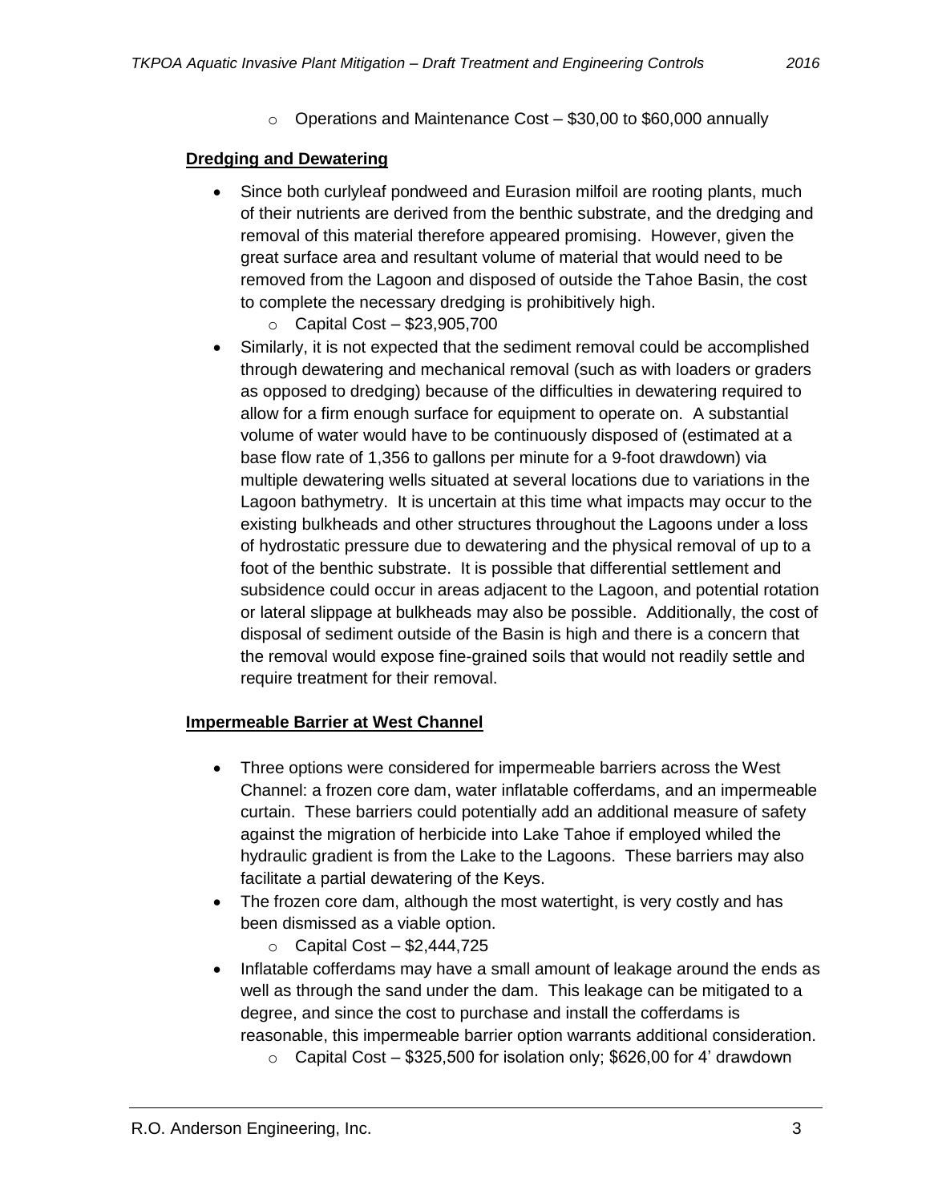- Operations and Maintenance Cost – \$30,00 to \$60,000 annually

**Dredging and Dewatering**

- Since both curlyleaf pondweed and Eurasion milfoil are rooting plants, much of their nutrients are derived from the benthic substrate, and the dredging and removal of this material therefore appeared promising. However, given the great surface area and resultant volume of material that would need to be removed from the Lagoon and disposed of outside the Tahoe Basin, the cost to complete the necessary dredging is prohibitively high.
  - Capital Cost – \$23,905,700
- Similarly, it is not expected that the sediment removal could be accomplished through dewatering and mechanical removal (such as with loaders or graders as opposed to dredging) because of the difficulties in dewatering required to allow for a firm enough surface for equipment to operate on. A substantial volume of water would have to be continuously disposed of (estimated at a base flow rate of 1,356 to gallons per minute for a 9-foot drawdown) via multiple dewatering wells situated at several locations due to variations in the Lagoon bathymetry. It is uncertain at this time what impacts may occur to the existing bulkheads and other structures throughout the Lagoons under a loss of hydrostatic pressure due to dewatering and the physical removal of up to a foot of the benthic substrate. It is possible that differential settlement and subsidence could occur in areas adjacent to the Lagoon, and potential rotation or lateral slippage at bulkheads may also be possible. Additionally, the cost of disposal of sediment outside of the Basin is high and there is a concern that the removal would expose fine-grained soils that would not readily settle and require treatment for their removal.

**Impermeable Barrier at West Channel**

- Three options were considered for impermeable barriers across the West Channel: a frozen core dam, water inflatable cofferdams, and an impermeable curtain. These barriers could potentially add an additional measure of safety against the migration of herbicide into Lake Tahoe if employed whiled the hydraulic gradient is from the Lake to the Lagoons. These barriers may also facilitate a partial dewatering of the Keys.
- The frozen core dam, although the most watertight, is very costly and has been dismissed as a viable option.
  - Capital Cost – \$2,444,725
- Inflatable cofferdams may have a small amount of leakage around the ends as well as through the sand under the dam. This leakage can be mitigated to a degree, and since the cost to purchase and install the cofferdams is reasonable, this impermeable barrier option warrants additional consideration.
  - Capital Cost – \$325,500 for isolation only; \$626,00 for 4' drawdown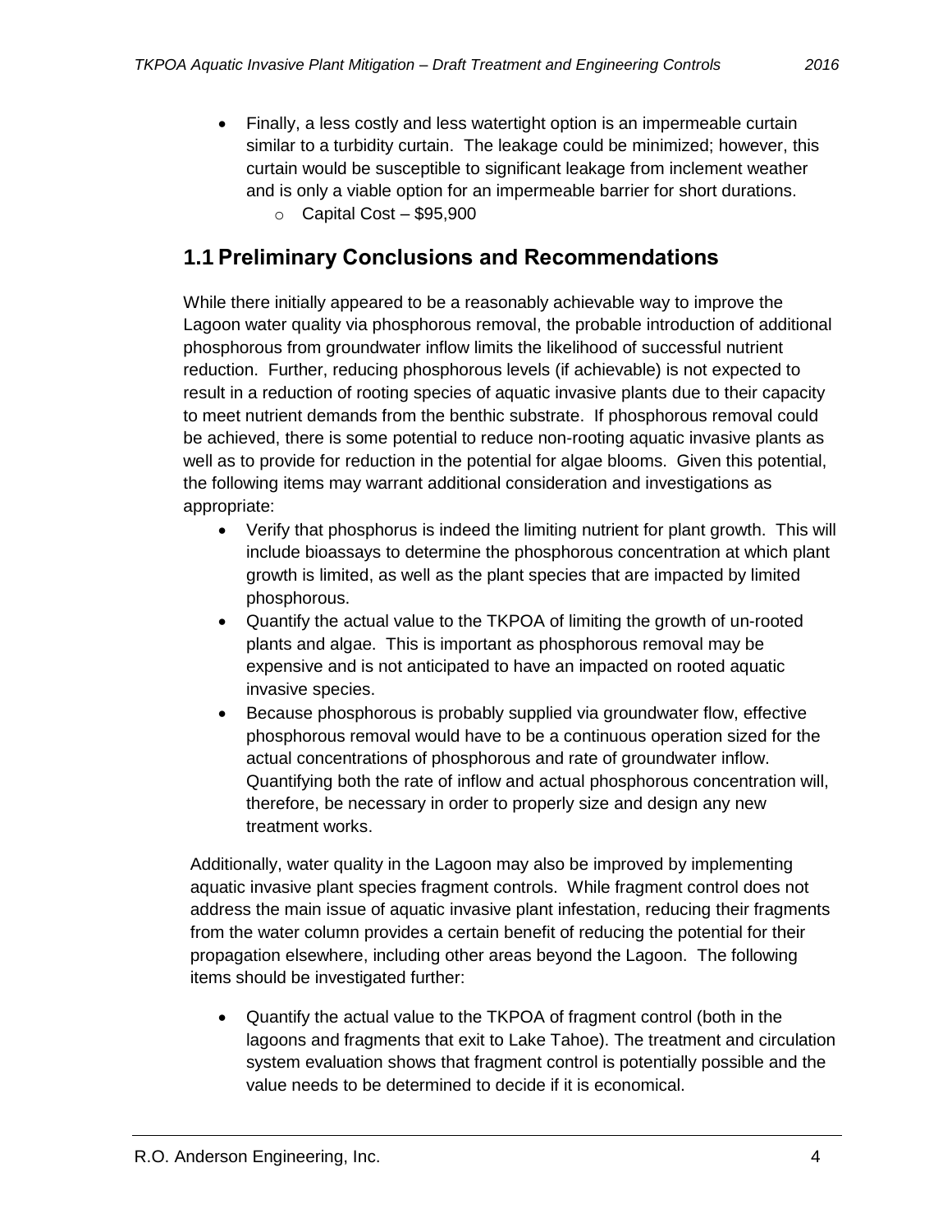- Finally, a less costly and less watertight option is an impermeable curtain similar to a turbidity curtain. The leakage could be minimized; however, this curtain would be susceptible to significant leakage from inclement weather and is only a viable option for an impermeable barrier for short durations.
    - Capital Cost – $95,900

## 1.1 Preliminary Conclusions and Recommendations

While there initially appeared to be a reasonably achievable way to improve the Lagoon water quality via phosphorous removal, the probable introduction of additional phosphorous from groundwater inflow limits the likelihood of successful nutrient reduction. Further, reducing phosphorous levels (if achievable) is not expected to result in a reduction of rooting species of aquatic invasive plants due to their capacity to meet nutrient demands from the benthic substrate. If phosphorous removal could be achieved, there is some potential to reduce non-rooting aquatic invasive plants as well as to provide for reduction in the potential for algae blooms. Given this potential, the following items may warrant additional consideration and investigations as appropriate:

- Verify that phosphorus is indeed the limiting nutrient for plant growth. This will include bioassays to determine the phosphorous concentration at which plant growth is limited, as well as the plant species that are impacted by limited phosphorous.
- Quantify the actual value to the TKPOA of limiting the growth of un-rooted plants and algae. This is important as phosphorous removal may be expensive and is not anticipated to have an impacted on rooted aquatic invasive species.
- Because phosphorous is probably supplied via groundwater flow, effective phosphorous removal would have to be a continuous operation sized for the actual concentrations of phosphorous and rate of groundwater inflow. Quantifying both the rate of inflow and actual phosphorous concentration will, therefore, be necessary in order to properly size and design any new treatment works.

Additionally, water quality in the Lagoon may also be improved by implementing aquatic invasive plant species fragment controls. While fragment control does not address the main issue of aquatic invasive plant infestation, reducing their fragments from the water column provides a certain benefit of reducing the potential for their propagation elsewhere, including other areas beyond the Lagoon. The following items should be investigated further:

- Quantify the actual value to the TKPOA of fragment control (both in the lagoons and fragments that exit to Lake Tahoe). The treatment and circulation system evaluation shows that fragment control is potentially possible and the value needs to be determined to decide if it is economical.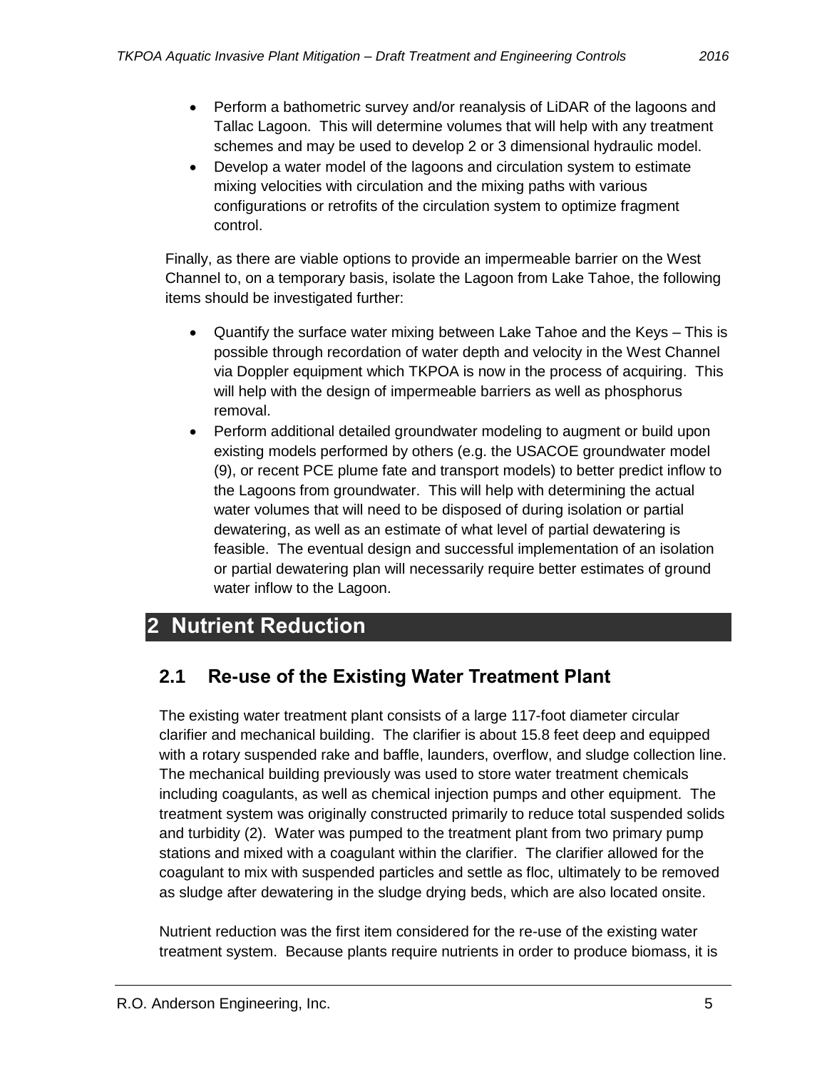- Perform a bathometric survey and/or reanalysis of LiDAR of the lagoons and Tallac Lagoon. This will determine volumes that will help with any treatment schemes and may be used to develop 2 or 3 dimensional hydraulic model.
- Develop a water model of the lagoons and circulation system to estimate mixing velocities with circulation and the mixing paths with various configurations or retrofits of the circulation system to optimize fragment control.

Finally, as there are viable options to provide an impermeable barrier on the West Channel to, on a temporary basis, isolate the Lagoon from Lake Tahoe, the following items should be investigated further:

- Quantify the surface water mixing between Lake Tahoe and the Keys – This is possible through recordation of water depth and velocity in the West Channel via Doppler equipment which TKPOA is now in the process of acquiring. This will help with the design of impermeable barriers as well as phosphorus removal.
- Perform additional detailed groundwater modeling to augment or build upon existing models performed by others (e.g. the USACOE groundwater model (9), or recent PCE plume fate and transport models) to better predict inflow to the Lagoons from groundwater. This will help with determining the actual water volumes that will need to be disposed of during isolation or partial dewatering, as well as an estimate of what level of partial dewatering is feasible. The eventual design and successful implementation of an isolation or partial dewatering plan will necessarily require better estimates of ground water inflow to the Lagoon.

# 2 Nutrient Reduction

## 2.1 Re-use of the Existing Water Treatment Plant

The existing water treatment plant consists of a large 117-foot diameter circular clarifier and mechanical building. The clarifier is about 15.8 feet deep and equipped with a rotary suspended rake and baffle, launders, overflow, and sludge collection line. The mechanical building previously was used to store water treatment chemicals including coagulants, as well as chemical injection pumps and other equipment. The treatment system was originally constructed primarily to reduce total suspended solids and turbidity (2). Water was pumped to the treatment plant from two primary pump stations and mixed with a coagulant within the clarifier. The clarifier allowed for the coagulant to mix with suspended particles and settle as floc, ultimately to be removed as sludge after dewatering in the sludge drying beds, which are also located onsite.

Nutrient reduction was the first item considered for the re-use of the existing water treatment system. Because plants require nutrients in order to produce biomass, it is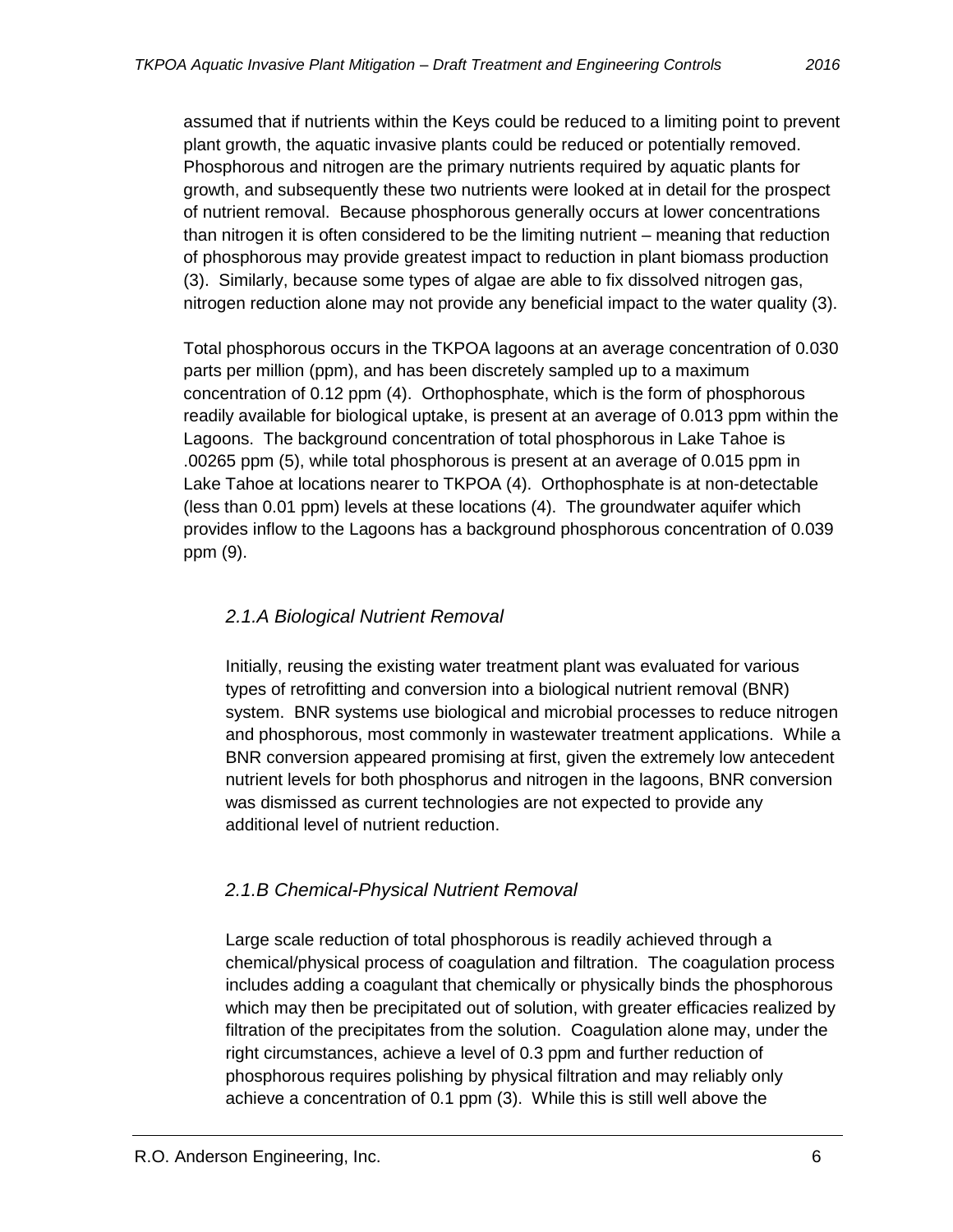assumed that if nutrients within the Keys could be reduced to a limiting point to prevent plant growth, the aquatic invasive plants could be reduced or potentially removed. Phosphorous and nitrogen are the primary nutrients required by aquatic plants for growth, and subsequently these two nutrients were looked at in detail for the prospect of nutrient removal. Because phosphorous generally occurs at lower concentrations than nitrogen it is often considered to be the limiting nutrient – meaning that reduction of phosphorous may provide greatest impact to reduction in plant biomass production (3). Similarly, because some types of algae are able to fix dissolved nitrogen gas, nitrogen reduction alone may not provide any beneficial impact to the water quality (3).

Total phosphorous occurs in the TKPOA lagoons at an average concentration of 0.030 parts per million (ppm), and has been discretely sampled up to a maximum concentration of 0.12 ppm (4). Orthophosphate, which is the form of phosphorous readily available for biological uptake, is present at an average of 0.013 ppm within the Lagoons. The background concentration of total phosphorous in Lake Tahoe is .00265 ppm (5), while total phosphorous is present at an average of 0.015 ppm in Lake Tahoe at locations nearer to TKPOA (4). Orthophosphate is at non-detectable (less than 0.01 ppm) levels at these locations (4). The groundwater aquifer which provides inflow to the Lagoons has a background phosphorous concentration of 0.039 ppm (9).

### *2.1.A Biological Nutrient Removal*

Initially, reusing the existing water treatment plant was evaluated for various types of retrofitting and conversion into a biological nutrient removal (BNR) system. BNR systems use biological and microbial processes to reduce nitrogen and phosphorous, most commonly in wastewater treatment applications. While a BNR conversion appeared promising at first, given the extremely low antecedent nutrient levels for both phosphorus and nitrogen in the lagoons, BNR conversion was dismissed as current technologies are not expected to provide any additional level of nutrient reduction.

### *2.1.B Chemical-Physical Nutrient Removal*

Large scale reduction of total phosphorous is readily achieved through a chemical/physical process of coagulation and filtration. The coagulation process includes adding a coagulant that chemically or physically binds the phosphorous which may then be precipitated out of solution, with greater efficacies realized by filtration of the precipitates from the solution. Coagulation alone may, under the right circumstances, achieve a level of 0.3 ppm and further reduction of phosphorous requires polishing by physical filtration and may reliably only achieve a concentration of 0.1 ppm (3). While this is still well above the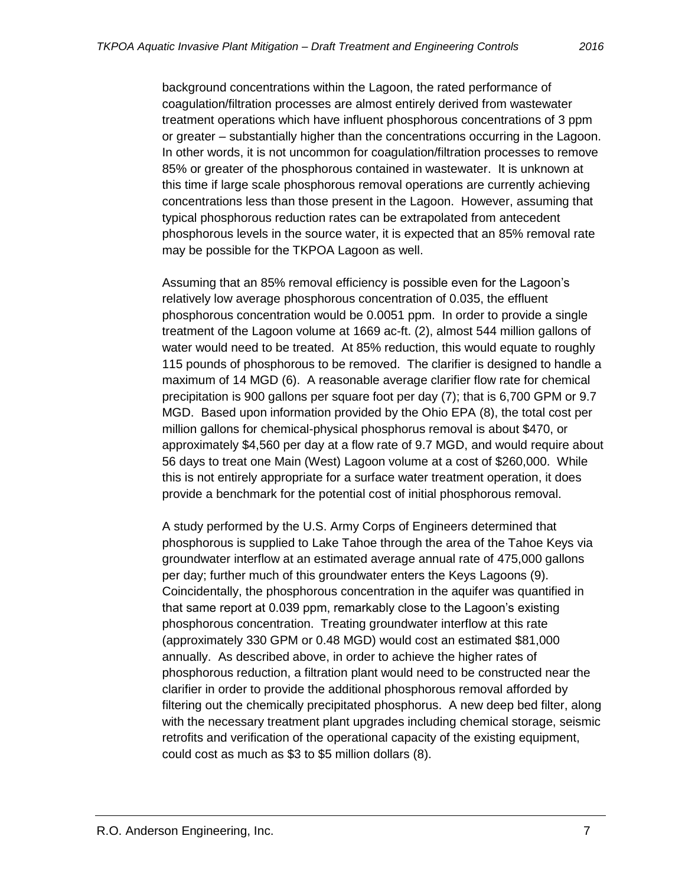background concentrations within the Lagoon, the rated performance of coagulation/filtration processes are almost entirely derived from wastewater treatment operations which have influent phosphorous concentrations of 3 ppm or greater – substantially higher than the concentrations occurring in the Lagoon. In other words, it is not uncommon for coagulation/filtration processes to remove 85% or greater of the phosphorous contained in wastewater. It is unknown at this time if large scale phosphorous removal operations are currently achieving concentrations less than those present in the Lagoon. However, assuming that typical phosphorous reduction rates can be extrapolated from antecedent phosphorous levels in the source water, it is expected that an 85% removal rate may be possible for the TKPOA Lagoon as well.

Assuming that an 85% removal efficiency is possible even for the Lagoon's relatively low average phosphorous concentration of 0.035, the effluent phosphorous concentration would be 0.0051 ppm. In order to provide a single treatment of the Lagoon volume at 1669 ac-ft. (2), almost 544 million gallons of water would need to be treated. At 85% reduction, this would equate to roughly 115 pounds of phosphorous to be removed. The clarifier is designed to handle a maximum of 14 MGD (6). A reasonable average clarifier flow rate for chemical precipitation is 900 gallons per square foot per day (7); that is 6,700 GPM or 9.7 MGD. Based upon information provided by the Ohio EPA (8), the total cost per million gallons for chemical-physical phosphorus removal is about $470, or approximately $4,560 per day at a flow rate of 9.7 MGD, and would require about 56 days to treat one Main (West) Lagoon volume at a cost of $260,000. While this is not entirely appropriate for a surface water treatment operation, it does provide a benchmark for the potential cost of initial phosphorous removal.

A study performed by the U.S. Army Corps of Engineers determined that phosphorous is supplied to Lake Tahoe through the area of the Tahoe Keys via groundwater interflow at an estimated average annual rate of 475,000 gallons per day; further much of this groundwater enters the Keys Lagoons (9). Coincidentally, the phosphorous concentration in the aquifer was quantified in that same report at 0.039 ppm, remarkably close to the Lagoon's existing phosphorous concentration. Treating groundwater interflow at this rate (approximately 330 GPM or 0.48 MGD) would cost an estimated $81,000 annually. As described above, in order to achieve the higher rates of phosphorous reduction, a filtration plant would need to be constructed near the clarifier in order to provide the additional phosphorous removal afforded by filtering out the chemically precipitated phosphorus. A new deep bed filter, along with the necessary treatment plant upgrades including chemical storage, seismic retrofits and verification of the operational capacity of the existing equipment, could cost as much as $3 to $5 million dollars (8).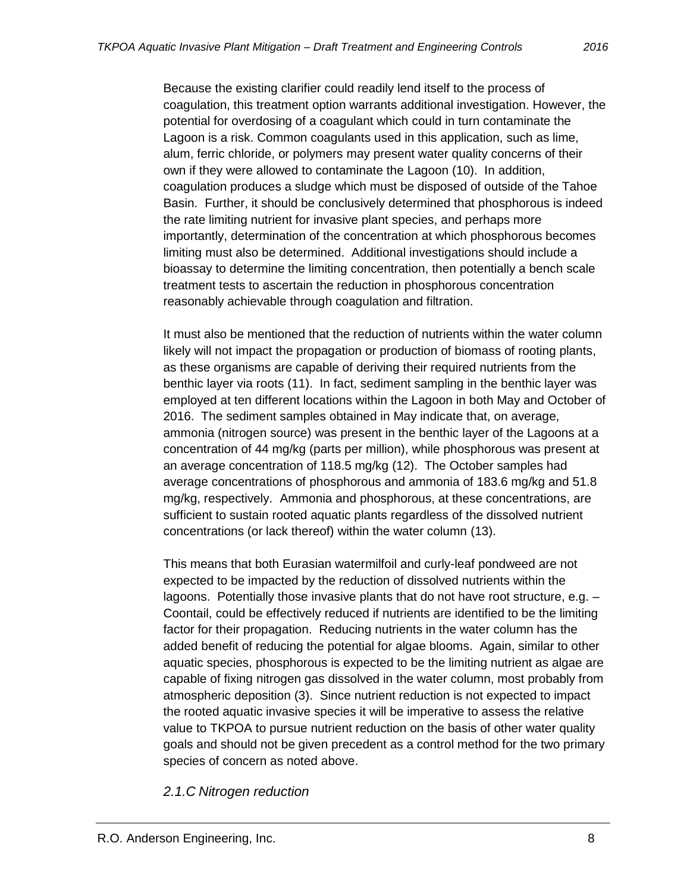Because the existing clarifier could readily lend itself to the process of coagulation, this treatment option warrants additional investigation. However, the potential for overdosing of a coagulant which could in turn contaminate the Lagoon is a risk. Common coagulants used in this application, such as lime, alum, ferric chloride, or polymers may present water quality concerns of their own if they were allowed to contaminate the Lagoon (10). In addition, coagulation produces a sludge which must be disposed of outside of the Tahoe Basin. Further, it should be conclusively determined that phosphorous is indeed the rate limiting nutrient for invasive plant species, and perhaps more importantly, determination of the concentration at which phosphorous becomes limiting must also be determined. Additional investigations should include a bioassay to determine the limiting concentration, then potentially a bench scale treatment tests to ascertain the reduction in phosphorous concentration reasonably achievable through coagulation and filtration.

It must also be mentioned that the reduction of nutrients within the water column likely will not impact the propagation or production of biomass of rooting plants, as these organisms are capable of deriving their required nutrients from the benthic layer via roots (11). In fact, sediment sampling in the benthic layer was employed at ten different locations within the Lagoon in both May and October of 2016. The sediment samples obtained in May indicate that, on average, ammonia (nitrogen source) was present in the benthic layer of the Lagoons at a concentration of 44 mg/kg (parts per million), while phosphorous was present at an average concentration of 118.5 mg/kg (12). The October samples had average concentrations of phosphorous and ammonia of 183.6 mg/kg and 51.8 mg/kg, respectively. Ammonia and phosphorous, at these concentrations, are sufficient to sustain rooted aquatic plants regardless of the dissolved nutrient concentrations (or lack thereof) within the water column (13).

This means that both Eurasian watermilfoil and curly-leaf pondweed are not expected to be impacted by the reduction of dissolved nutrients within the lagoons. Potentially those invasive plants that do not have root structure, e.g. – Coontail, could be effectively reduced if nutrients are identified to be the limiting factor for their propagation. Reducing nutrients in the water column has the added benefit of reducing the potential for algae blooms. Again, similar to other aquatic species, phosphorous is expected to be the limiting nutrient as algae are capable of fixing nitrogen gas dissolved in the water column, most probably from atmospheric deposition (3). Since nutrient reduction is not expected to impact the rooted aquatic invasive species it will be imperative to assess the relative value to TKPOA to pursue nutrient reduction on the basis of other water quality goals and should not be given precedent as a control method for the two primary species of concern as noted above.

### *2.1.C Nitrogen reduction*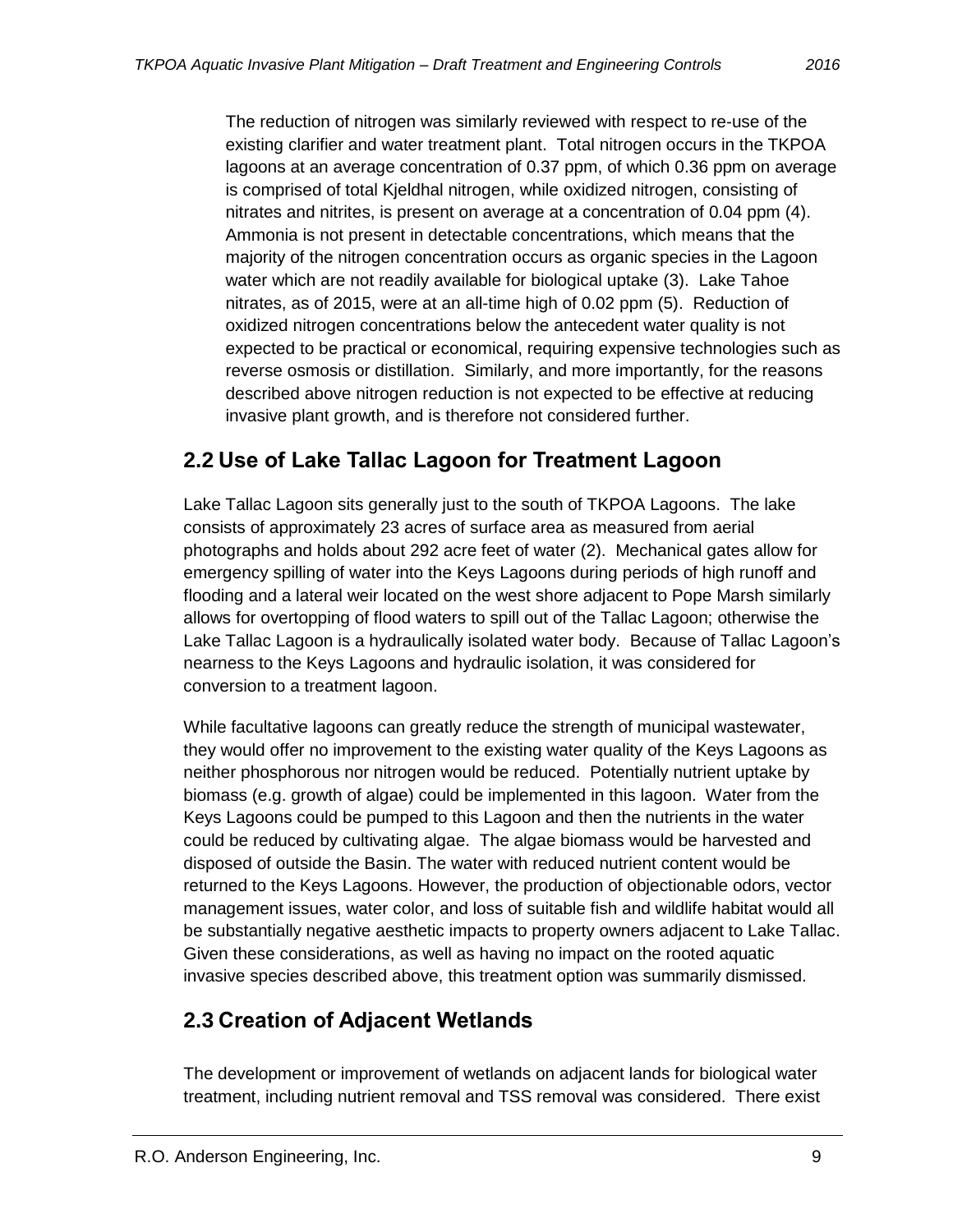The reduction of nitrogen was similarly reviewed with respect to re-use of the existing clarifier and water treatment plant. Total nitrogen occurs in the TKPOA lagoons at an average concentration of 0.37 ppm, of which 0.36 ppm on average is comprised of total Kjeldhal nitrogen, while oxidized nitrogen, consisting of nitrates and nitrites, is present on average at a concentration of 0.04 ppm (4). Ammonia is not present in detectable concentrations, which means that the majority of the nitrogen concentration occurs as organic species in the Lagoon water which are not readily available for biological uptake (3). Lake Tahoe nitrates, as of 2015, were at an all-time high of 0.02 ppm (5). Reduction of oxidized nitrogen concentrations below the antecedent water quality is not expected to be practical or economical, requiring expensive technologies such as reverse osmosis or distillation. Similarly, and more importantly, for the reasons described above nitrogen reduction is not expected to be effective at reducing invasive plant growth, and is therefore not considered further.

## 2.2 Use of Lake Tallac Lagoon for Treatment Lagoon

Lake Tallac Lagoon sits generally just to the south of TKPOA Lagoons. The lake consists of approximately 23 acres of surface area as measured from aerial photographs and holds about 292 acre feet of water (2). Mechanical gates allow for emergency spilling of water into the Keys Lagoons during periods of high runoff and flooding and a lateral weir located on the west shore adjacent to Pope Marsh similarly allows for overtopping of flood waters to spill out of the Tallac Lagoon; otherwise the Lake Tallac Lagoon is a hydraulically isolated water body. Because of Tallac Lagoon's nearness to the Keys Lagoons and hydraulic isolation, it was considered for conversion to a treatment lagoon.

While facultative lagoons can greatly reduce the strength of municipal wastewater, they would offer no improvement to the existing water quality of the Keys Lagoons as neither phosphorous nor nitrogen would be reduced. Potentially nutrient uptake by biomass (e.g. growth of algae) could be implemented in this lagoon. Water from the Keys Lagoons could be pumped to this Lagoon and then the nutrients in the water could be reduced by cultivating algae. The algae biomass would be harvested and disposed of outside the Basin. The water with reduced nutrient content would be returned to the Keys Lagoons. However, the production of objectionable odors, vector management issues, water color, and loss of suitable fish and wildlife habitat would all be substantially negative aesthetic impacts to property owners adjacent to Lake Tallac. Given these considerations, as well as having no impact on the rooted aquatic invasive species described above, this treatment option was summarily dismissed.

## 2.3 Creation of Adjacent Wetlands

The development or improvement of wetlands on adjacent lands for biological water treatment, including nutrient removal and TSS removal was considered. There exist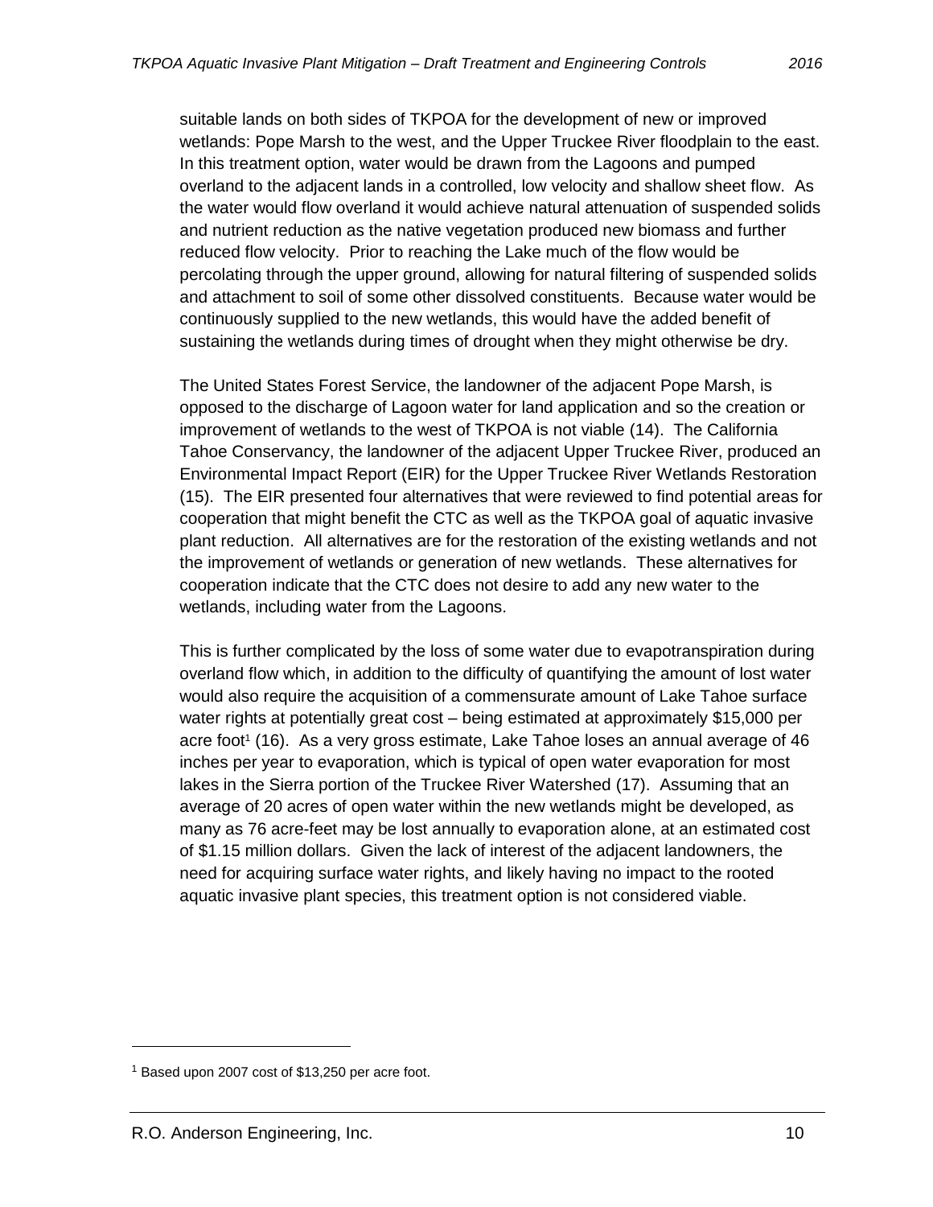suitable lands on both sides of TKPOA for the development of new or improved wetlands: Pope Marsh to the west, and the Upper Truckee River floodplain to the east. In this treatment option, water would be drawn from the Lagoons and pumped overland to the adjacent lands in a controlled, low velocity and shallow sheet flow. As the water would flow overland it would achieve natural attenuation of suspended solids and nutrient reduction as the native vegetation produced new biomass and further reduced flow velocity. Prior to reaching the Lake much of the flow would be percolating through the upper ground, allowing for natural filtering of suspended solids and attachment to soil of some other dissolved constituents. Because water would be continuously supplied to the new wetlands, this would have the added benefit of sustaining the wetlands during times of drought when they might otherwise be dry.

The United States Forest Service, the landowner of the adjacent Pope Marsh, is opposed to the discharge of Lagoon water for land application and so the creation or improvement of wetlands to the west of TKPOA is not viable (14). The California Tahoe Conservancy, the landowner of the adjacent Upper Truckee River, produced an Environmental Impact Report (EIR) for the Upper Truckee River Wetlands Restoration (15). The EIR presented four alternatives that were reviewed to find potential areas for cooperation that might benefit the CTC as well as the TKPOA goal of aquatic invasive plant reduction. All alternatives are for the restoration of the existing wetlands and not the improvement of wetlands or generation of new wetlands. These alternatives for cooperation indicate that the CTC does not desire to add any new water to the wetlands, including water from the Lagoons.

This is further complicated by the loss of some water due to evapotranspiration during overland flow which, in addition to the difficulty of quantifying the amount of lost water would also require the acquisition of a commensurate amount of Lake Tahoe surface water rights at potentially great cost – being estimated at approximately $15,000 per acre foot[1] (16). As a very gross estimate, Lake Tahoe loses an annual average of 46 inches per year to evaporation, which is typical of open water evaporation for most lakes in the Sierra portion of the Truckee River Watershed (17). Assuming that an average of 20 acres of open water within the new wetlands might be developed, as many as 76 acre-feet may be lost annually to evaporation alone, at an estimated cost of $1.15 million dollars. Given the lack of interest of the adjacent landowners, the need for acquiring surface water rights, and likely having no impact to the rooted aquatic invasive plant species, this treatment option is not considered viable.

[1] Based upon 2007 cost of $13,250 per acre foot.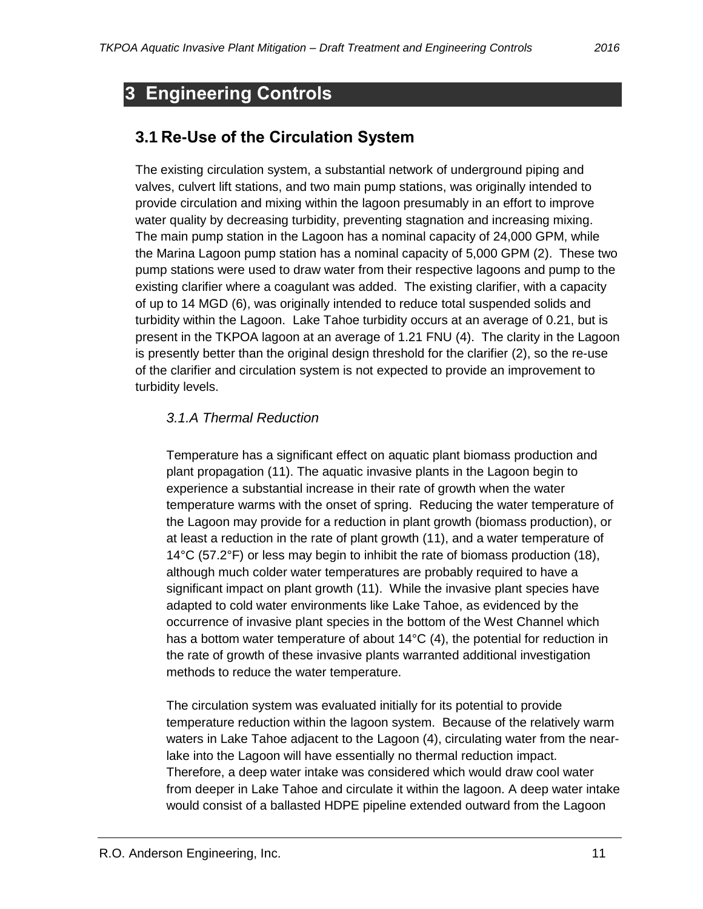# 3 Engineering Controls

## 3.1 Re-Use of the Circulation System

The existing circulation system, a substantial network of underground piping and valves, culvert lift stations, and two main pump stations, was originally intended to provide circulation and mixing within the lagoon presumably in an effort to improve water quality by decreasing turbidity, preventing stagnation and increasing mixing. The main pump station in the Lagoon has a nominal capacity of 24,000 GPM, while the Marina Lagoon pump station has a nominal capacity of 5,000 GPM (2). These two pump stations were used to draw water from their respective lagoons and pump to the existing clarifier where a coagulant was added. The existing clarifier, with a capacity of up to 14 MGD (6), was originally intended to reduce total suspended solids and turbidity within the Lagoon. Lake Tahoe turbidity occurs at an average of 0.21, but is present in the TKPOA lagoon at an average of 1.21 FNU (4). The clarity in the Lagoon is presently better than the original design threshold for the clarifier (2), so the re-use of the clarifier and circulation system is not expected to provide an improvement to turbidity levels.

### *3.1.A Thermal Reduction*

Temperature has a significant effect on aquatic plant biomass production and plant propagation (11). The aquatic invasive plants in the Lagoon begin to experience a substantial increase in their rate of growth when the water temperature warms with the onset of spring. Reducing the water temperature of the Lagoon may provide for a reduction in plant growth (biomass production), or at least a reduction in the rate of plant growth (11), and a water temperature of 14°C (57.2°F) or less may begin to inhibit the rate of biomass production (18), although much colder water temperatures are probably required to have a significant impact on plant growth (11). While the invasive plant species have adapted to cold water environments like Lake Tahoe, as evidenced by the occurrence of invasive plant species in the bottom of the West Channel which has a bottom water temperature of about 14°C (4), the potential for reduction in the rate of growth of these invasive plants warranted additional investigation methods to reduce the water temperature.

The circulation system was evaluated initially for its potential to provide temperature reduction within the lagoon system. Because of the relatively warm waters in Lake Tahoe adjacent to the Lagoon (4), circulating water from the near-lake into the Lagoon will have essentially no thermal reduction impact. Therefore, a deep water intake was considered which would draw cool water from deeper in Lake Tahoe and circulate it within the lagoon. A deep water intake would consist of a ballasted HDPE pipeline extended outward from the Lagoon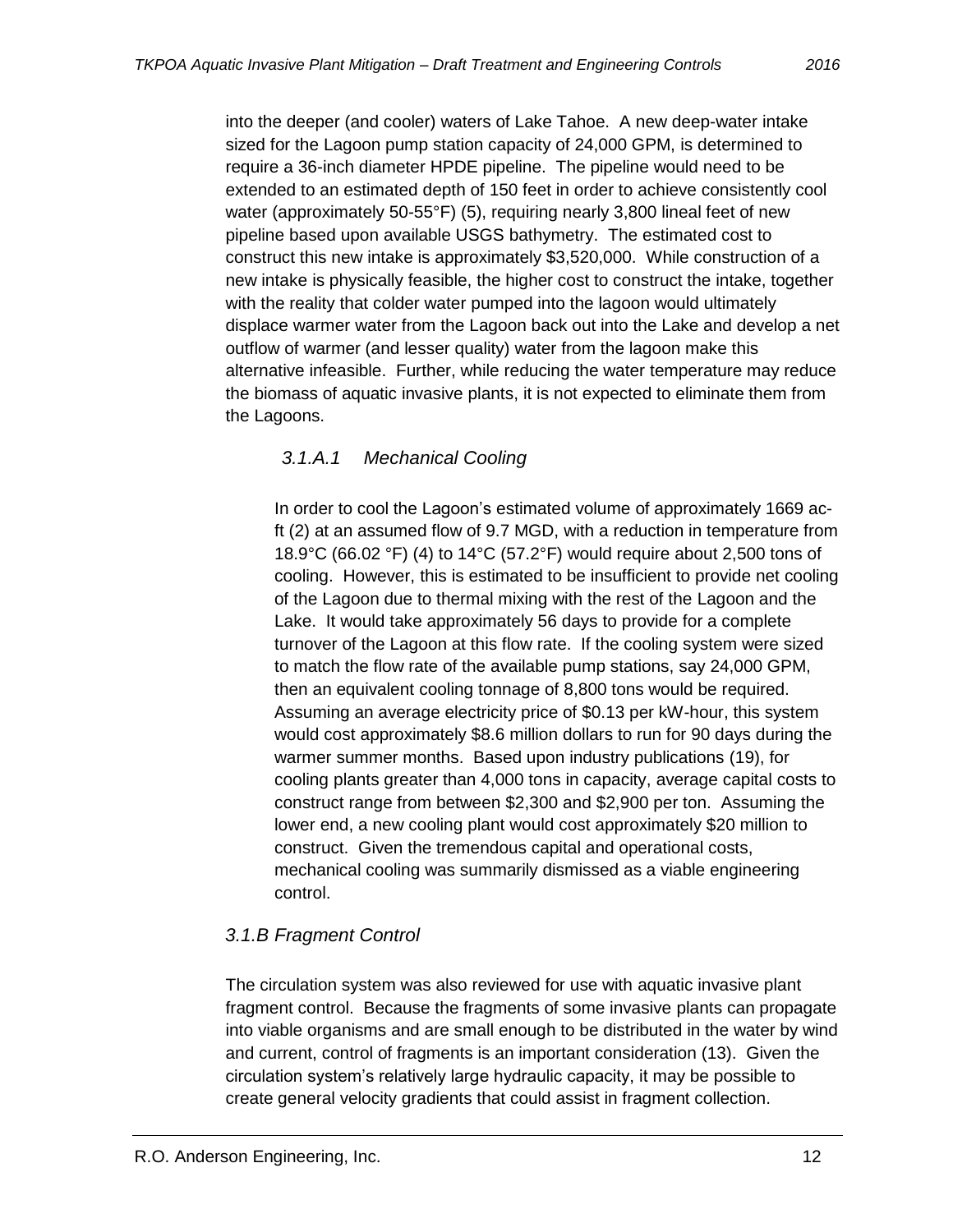into the deeper (and cooler) waters of Lake Tahoe. A new deep-water intake sized for the Lagoon pump station capacity of 24,000 GPM, is determined to require a 36-inch diameter HPDE pipeline. The pipeline would need to be extended to an estimated depth of 150 feet in order to achieve consistently cool water (approximately 50-55°F) (5), requiring nearly 3,800 lineal feet of new pipeline based upon available USGS bathymetry. The estimated cost to construct this new intake is approximately $3,520,000. While construction of a new intake is physically feasible, the higher cost to construct the intake, together with the reality that colder water pumped into the lagoon would ultimately displace warmer water from the Lagoon back out into the Lake and develop a net outflow of warmer (and lesser quality) water from the lagoon make this alternative infeasible. Further, while reducing the water temperature may reduce the biomass of aquatic invasive plants, it is not expected to eliminate them from the Lagoons.

#### *3.1.A.1 Mechanical Cooling*

In order to cool the Lagoon's estimated volume of approximately 1669 ac-ft (2) at an assumed flow of 9.7 MGD, with a reduction in temperature from 18.9°C (66.02 °F) (4) to 14°C (57.2°F) would require about 2,500 tons of cooling. However, this is estimated to be insufficient to provide net cooling of the Lagoon due to thermal mixing with the rest of the Lagoon and the Lake. It would take approximately 56 days to provide for a complete turnover of the Lagoon at this flow rate. If the cooling system were sized to match the flow rate of the available pump stations, say 24,000 GPM, then an equivalent cooling tonnage of 8,800 tons would be required. Assuming an average electricity price of $0.13 per kW-hour, this system would cost approximately $8.6 million dollars to run for 90 days during the warmer summer months. Based upon industry publications (19), for cooling plants greater than 4,000 tons in capacity, average capital costs to construct range from between $2,300 and $2,900 per ton. Assuming the lower end, a new cooling plant would cost approximately $20 million to construct. Given the tremendous capital and operational costs, mechanical cooling was summarily dismissed as a viable engineering control.

### *3.1.B Fragment Control*

The circulation system was also reviewed for use with aquatic invasive plant fragment control. Because the fragments of some invasive plants can propagate into viable organisms and are small enough to be distributed in the water by wind and current, control of fragments is an important consideration (13). Given the circulation system's relatively large hydraulic capacity, it may be possible to create general velocity gradients that could assist in fragment collection.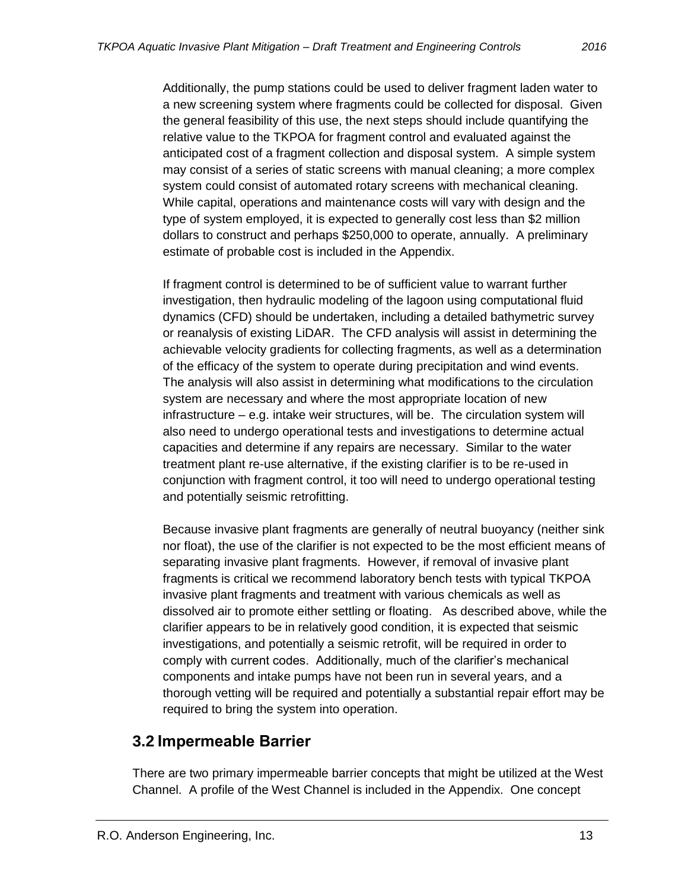Additionally, the pump stations could be used to deliver fragment laden water to a new screening system where fragments could be collected for disposal. Given the general feasibility of this use, the next steps should include quantifying the relative value to the TKPOA for fragment control and evaluated against the anticipated cost of a fragment collection and disposal system. A simple system may consist of a series of static screens with manual cleaning; a more complex system could consist of automated rotary screens with mechanical cleaning. While capital, operations and maintenance costs will vary with design and the type of system employed, it is expected to generally cost less than $2 million dollars to construct and perhaps $250,000 to operate, annually. A preliminary estimate of probable cost is included in the Appendix.

If fragment control is determined to be of sufficient value to warrant further investigation, then hydraulic modeling of the lagoon using computational fluid dynamics (CFD) should be undertaken, including a detailed bathymetric survey or reanalysis of existing LiDAR. The CFD analysis will assist in determining the achievable velocity gradients for collecting fragments, as well as a determination of the efficacy of the system to operate during precipitation and wind events. The analysis will also assist in determining what modifications to the circulation system are necessary and where the most appropriate location of new infrastructure – e.g. intake weir structures, will be. The circulation system will also need to undergo operational tests and investigations to determine actual capacities and determine if any repairs are necessary. Similar to the water treatment plant re-use alternative, if the existing clarifier is to be re-used in conjunction with fragment control, it too will need to undergo operational testing and potentially seismic retrofitting.

Because invasive plant fragments are generally of neutral buoyancy (neither sink nor float), the use of the clarifier is not expected to be the most efficient means of separating invasive plant fragments. However, if removal of invasive plant fragments is critical we recommend laboratory bench tests with typical TKPOA invasive plant fragments and treatment with various chemicals as well as dissolved air to promote either settling or floating. As described above, while the clarifier appears to be in relatively good condition, it is expected that seismic investigations, and potentially a seismic retrofit, will be required in order to comply with current codes. Additionally, much of the clarifier's mechanical components and intake pumps have not been run in several years, and a thorough vetting will be required and potentially a substantial repair effort may be required to bring the system into operation.

## 3.2 Impermeable Barrier

There are two primary impermeable barrier concepts that might be utilized at the West Channel. A profile of the West Channel is included in the Appendix. One concept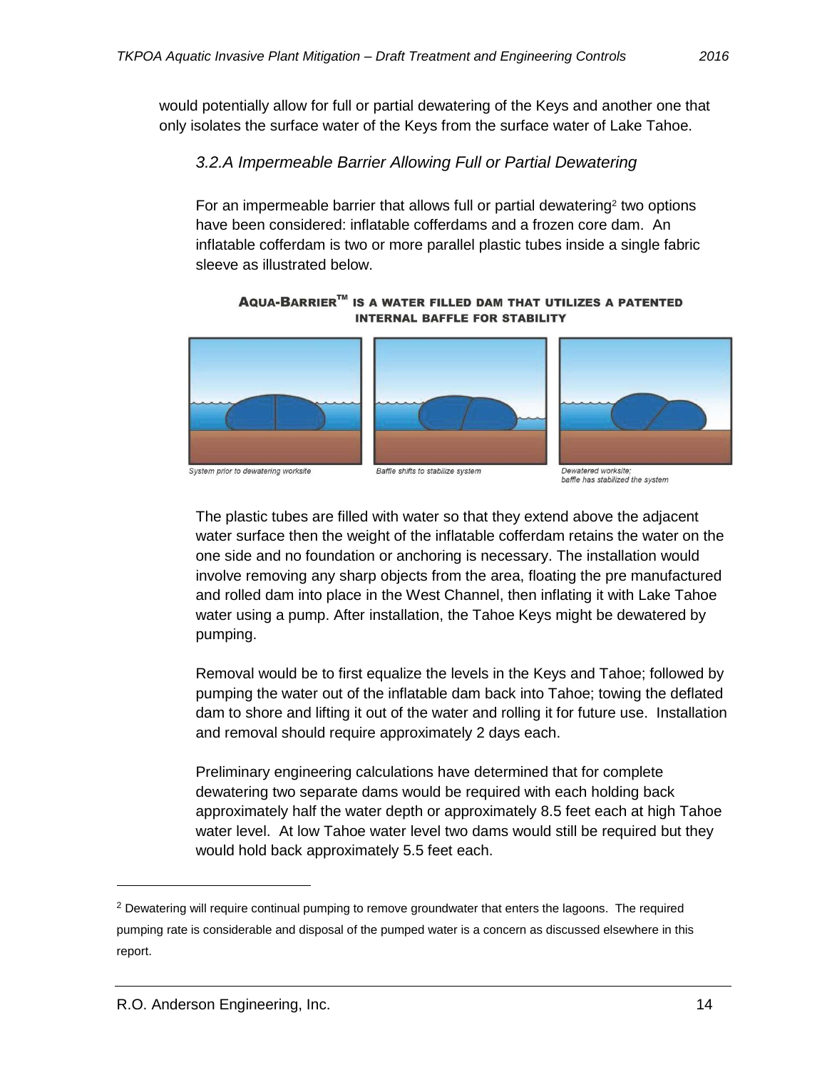would potentially allow for full or partial dewatering of the Keys and another one that only isolates the surface water of the Keys from the surface water of Lake Tahoe.

### *3.2.A Impermeable Barrier Allowing Full or Partial Dewatering*

For an impermeable barrier that allows full or partial dewatering[2] two options have been considered: inflatable cofferdams and a frozen core dam. An inflatable cofferdam is two or more parallel plastic tubes inside a single fabric sleeve as illustrated below.

**AQUA-BARRIER™ IS A WATER FILLED DAM THAT UTILIZES A PATENTED INTERNAL BAFFLE FOR STABILITY**

System prior to dewatering worksite

Baffle shifts to stabilize system

Dewatered worksite; baffle has stabilized the system

The plastic tubes are filled with water so that they extend above the adjacent water surface then the weight of the inflatable cofferdam retains the water on the one side and no foundation or anchoring is necessary. The installation would involve removing any sharp objects from the area, floating the pre manufactured and rolled dam into place in the West Channel, then inflating it with Lake Tahoe water using a pump. After installation, the Tahoe Keys might be dewatered by pumping.

Removal would be to first equalize the levels in the Keys and Tahoe; followed by pumping the water out of the inflatable dam back into Tahoe; towing the deflated dam to shore and lifting it out of the water and rolling it for future use. Installation and removal should require approximately 2 days each.

Preliminary engineering calculations have determined that for complete dewatering two separate dams would be required with each holding back approximately half the water depth or approximately 8.5 feet each at high Tahoe water level. At low Tahoe water level two dams would still be required but they would hold back approximately 5.5 feet each.

---

[2] Dewatering will require continual pumping to remove groundwater that enters the lagoons. The required pumping rate is considerable and disposal of the pumped water is a concern as discussed elsewhere in this report.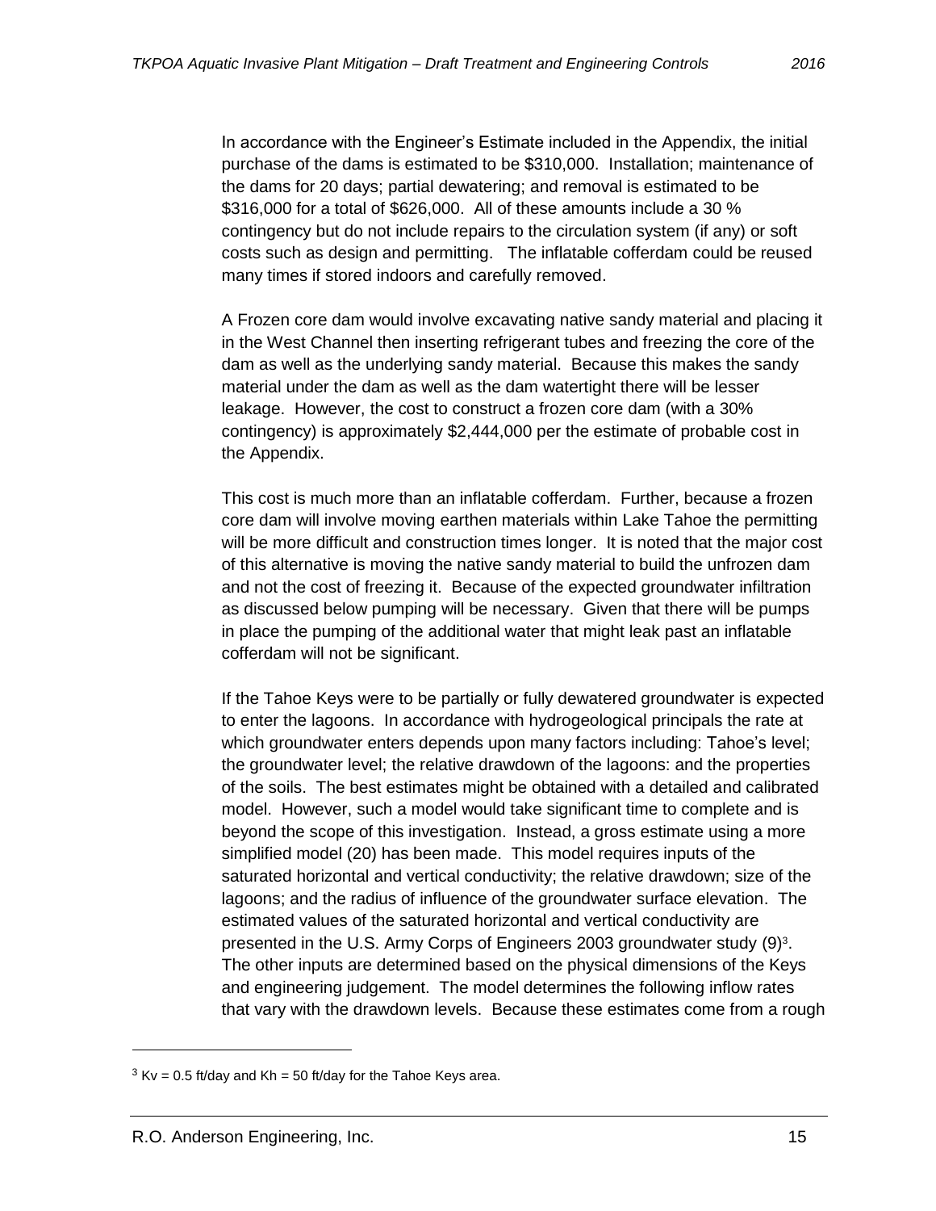In accordance with the Engineer's Estimate included in the Appendix, the initial purchase of the dams is estimated to be $310,000. Installation; maintenance of the dams for 20 days; partial dewatering; and removal is estimated to be $316,000 for a total of $626,000. All of these amounts include a 30 % contingency but do not include repairs to the circulation system (if any) or soft costs such as design and permitting. The inflatable cofferdam could be reused many times if stored indoors and carefully removed.

A Frozen core dam would involve excavating native sandy material and placing it in the West Channel then inserting refrigerant tubes and freezing the core of the dam as well as the underlying sandy material. Because this makes the sandy material under the dam as well as the dam watertight there will be lesser leakage. However, the cost to construct a frozen core dam (with a 30% contingency) is approximately $2,444,000 per the estimate of probable cost in the Appendix.

This cost is much more than an inflatable cofferdam. Further, because a frozen core dam will involve moving earthen materials within Lake Tahoe the permitting will be more difficult and construction times longer. It is noted that the major cost of this alternative is moving the native sandy material to build the unfrozen dam and not the cost of freezing it. Because of the expected groundwater infiltration as discussed below pumping will be necessary. Given that there will be pumps in place the pumping of the additional water that might leak past an inflatable cofferdam will not be significant.

If the Tahoe Keys were to be partially or fully dewatered groundwater is expected to enter the lagoons. In accordance with hydrogeological principals the rate at which groundwater enters depends upon many factors including: Tahoe's level; the groundwater level; the relative drawdown of the lagoons: and the properties of the soils. The best estimates might be obtained with a detailed and calibrated model. However, such a model would take significant time to complete and is beyond the scope of this investigation. Instead, a gross estimate using a more simplified model (20) has been made. This model requires inputs of the saturated horizontal and vertical conductivity; the relative drawdown; size of the lagoons; and the radius of influence of the groundwater surface elevation. The estimated values of the saturated horizontal and vertical conductivity are presented in the U.S. Army Corps of Engineers 2003 groundwater study (9)[3]. The other inputs are determined based on the physical dimensions of the Keys and engineering judgement. The model determines the following inflow rates that vary with the drawdown levels. Because these estimates come from a rough

[3] $K_v$ = 0.5 ft/day and $K_h$ = 50 ft/day for the Tahoe Keys area.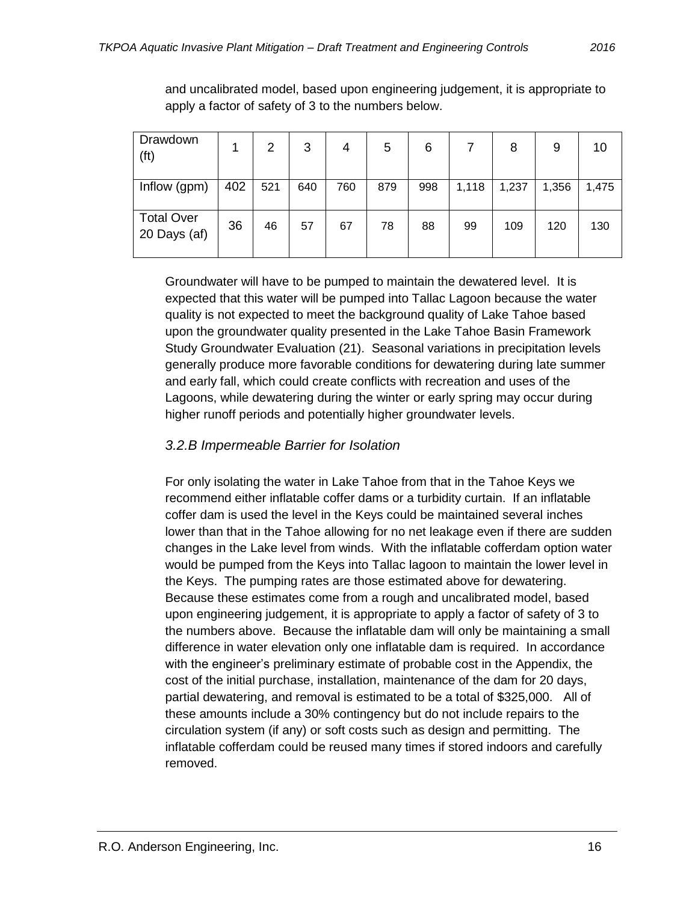and uncalibrated model, based upon engineering judgement, it is appropriate to apply a factor of safety of 3 to the numbers below.

| Drawdown (ft) | 1 | 2 | 3 | 4 | 5 | 6 | 7 | 8 | 9 | 10 |
|---|---|---|---|---|---|---|---|---|---|---|
| Inflow (gpm) | 402 | 521 | 640 | 760 | 879 | 998 | 1,118 | 1,237 | 1,356 | 1,475 |
| Total Over 20 Days (af) | 36 | 46 | 57 | 67 | 78 | 88 | 99 | 109 | 120 | 130 |

Groundwater will have to be pumped to maintain the dewatered level. It is expected that this water will be pumped into Tallac Lagoon because the water quality is not expected to meet the background quality of Lake Tahoe based upon the groundwater quality presented in the Lake Tahoe Basin Framework Study Groundwater Evaluation (21). Seasonal variations in precipitation levels generally produce more favorable conditions for dewatering during late summer and early fall, which could create conflicts with recreation and uses of the Lagoons, while dewatering during the winter or early spring may occur during higher runoff periods and potentially higher groundwater levels.

### *3.2.B Impermeable Barrier for Isolation*

For only isolating the water in Lake Tahoe from that in the Tahoe Keys we recommend either inflatable coffer dams or a turbidity curtain. If an inflatable coffer dam is used the level in the Keys could be maintained several inches lower than that in the Tahoe allowing for no net leakage even if there are sudden changes in the Lake level from winds. With the inflatable cofferdam option water would be pumped from the Keys into Tallac lagoon to maintain the lower level in the Keys. The pumping rates are those estimated above for dewatering. Because these estimates come from a rough and uncalibrated model, based upon engineering judgement, it is appropriate to apply a factor of safety of 3 to the numbers above. Because the inflatable dam will only be maintaining a small difference in water elevation only one inflatable dam is required. In accordance with the engineer's preliminary estimate of probable cost in the Appendix, the cost of the initial purchase, installation, maintenance of the dam for 20 days, partial dewatering, and removal is estimated to be a total of \$325,000. All of these amounts include a 30% contingency but do not include repairs to the circulation system (if any) or soft costs such as design and permitting. The inflatable cofferdam could be reused many times if stored indoors and carefully removed.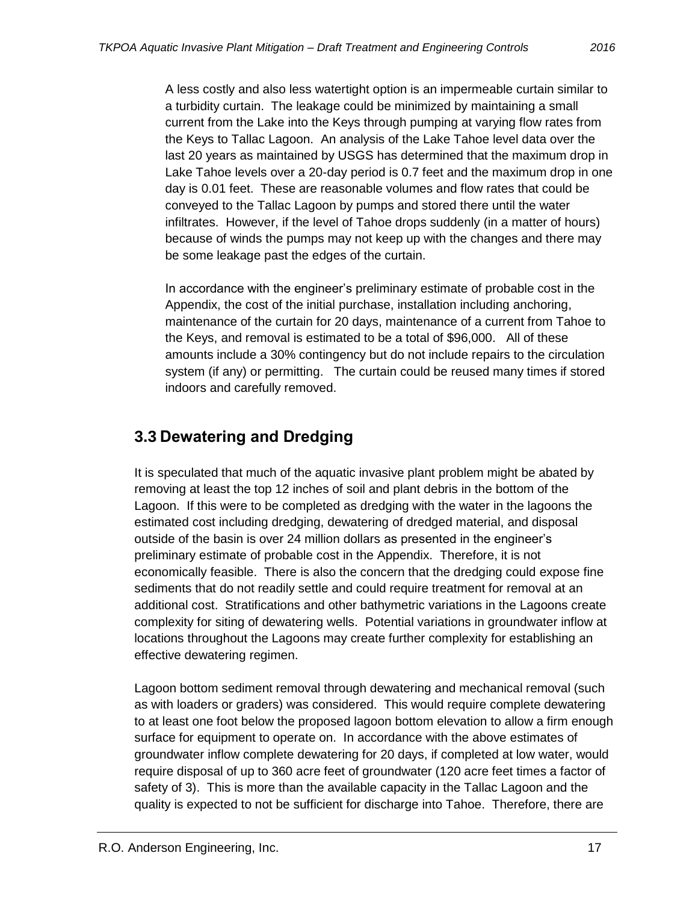A less costly and also less watertight option is an impermeable curtain similar to a turbidity curtain. The leakage could be minimized by maintaining a small current from the Lake into the Keys through pumping at varying flow rates from the Keys to Tallac Lagoon. An analysis of the Lake Tahoe level data over the last 20 years as maintained by USGS has determined that the maximum drop in Lake Tahoe levels over a 20-day period is 0.7 feet and the maximum drop in one day is 0.01 feet. These are reasonable volumes and flow rates that could be conveyed to the Tallac Lagoon by pumps and stored there until the water infiltrates. However, if the level of Tahoe drops suddenly (in a matter of hours) because of winds the pumps may not keep up with the changes and there may be some leakage past the edges of the curtain.

In accordance with the engineer's preliminary estimate of probable cost in the Appendix, the cost of the initial purchase, installation including anchoring, maintenance of the curtain for 20 days, maintenance of a current from Tahoe to the Keys, and removal is estimated to be a total of $96,000. All of these amounts include a 30% contingency but do not include repairs to the circulation system (if any) or permitting. The curtain could be reused many times if stored indoors and carefully removed.

## 3.3 Dewatering and Dredging

It is speculated that much of the aquatic invasive plant problem might be abated by removing at least the top 12 inches of soil and plant debris in the bottom of the Lagoon. If this were to be completed as dredging with the water in the lagoons the estimated cost including dredging, dewatering of dredged material, and disposal outside of the basin is over 24 million dollars as presented in the engineer's preliminary estimate of probable cost in the Appendix. Therefore, it is not economically feasible. There is also the concern that the dredging could expose fine sediments that do not readily settle and could require treatment for removal at an additional cost. Stratifications and other bathymetric variations in the Lagoons create complexity for siting of dewatering wells. Potential variations in groundwater inflow at locations throughout the Lagoons may create further complexity for establishing an effective dewatering regimen.

Lagoon bottom sediment removal through dewatering and mechanical removal (such as with loaders or graders) was considered. This would require complete dewatering to at least one foot below the proposed lagoon bottom elevation to allow a firm enough surface for equipment to operate on. In accordance with the above estimates of groundwater inflow complete dewatering for 20 days, if completed at low water, would require disposal of up to 360 acre feet of groundwater (120 acre feet times a factor of safety of 3). This is more than the available capacity in the Tallac Lagoon and the quality is expected to not be sufficient for discharge into Tahoe. Therefore, there are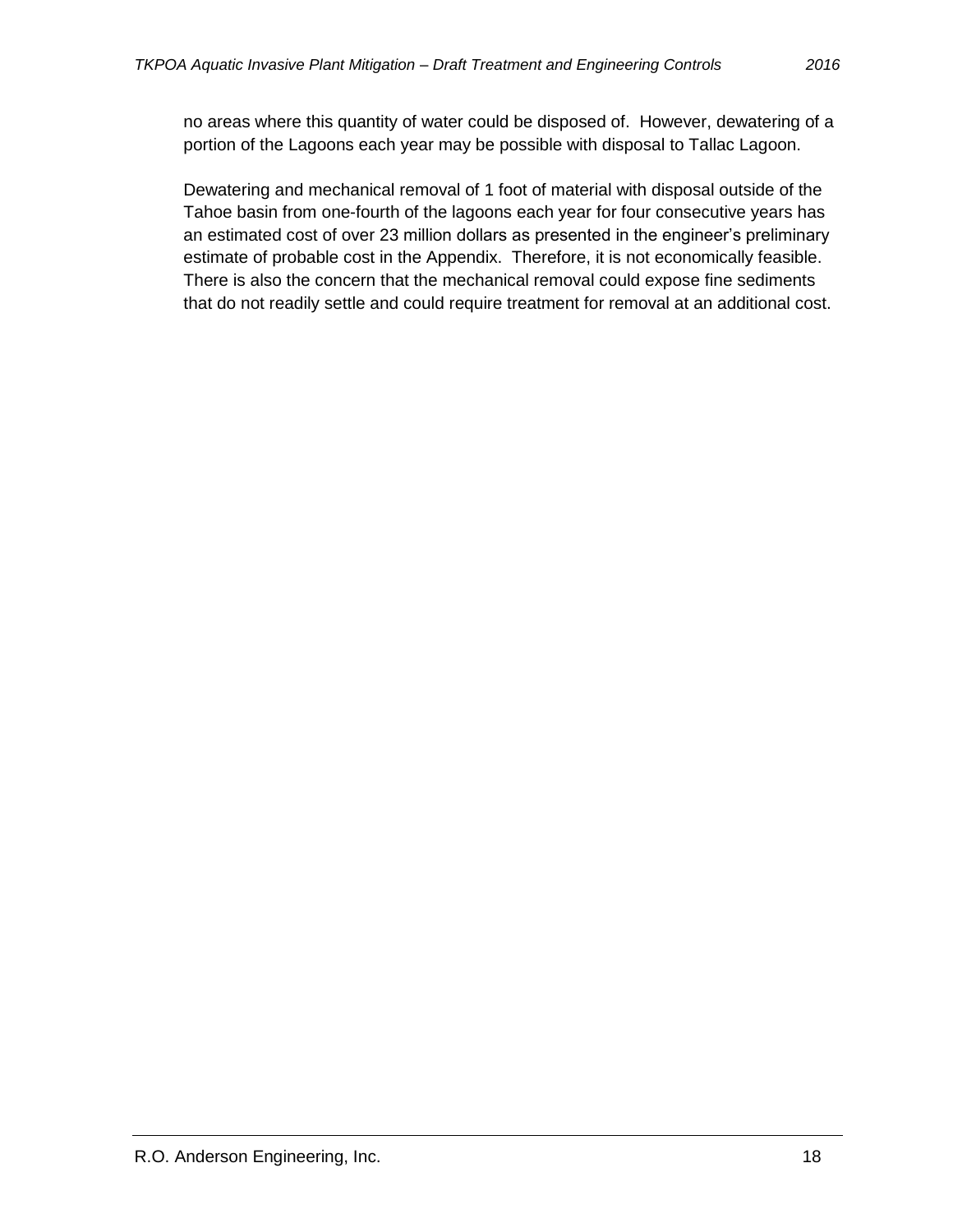no areas where this quantity of water could be disposed of. However, dewatering of a portion of the Lagoons each year may be possible with disposal to Tallac Lagoon.

Dewatering and mechanical removal of 1 foot of material with disposal outside of the Tahoe basin from one-fourth of the lagoons each year for four consecutive years has an estimated cost of over 23 million dollars as presented in the engineer's preliminary estimate of probable cost in the Appendix. Therefore, it is not economically feasible. There is also the concern that the mechanical removal could expose fine sediments that do not readily settle and could require treatment for removal at an additional cost.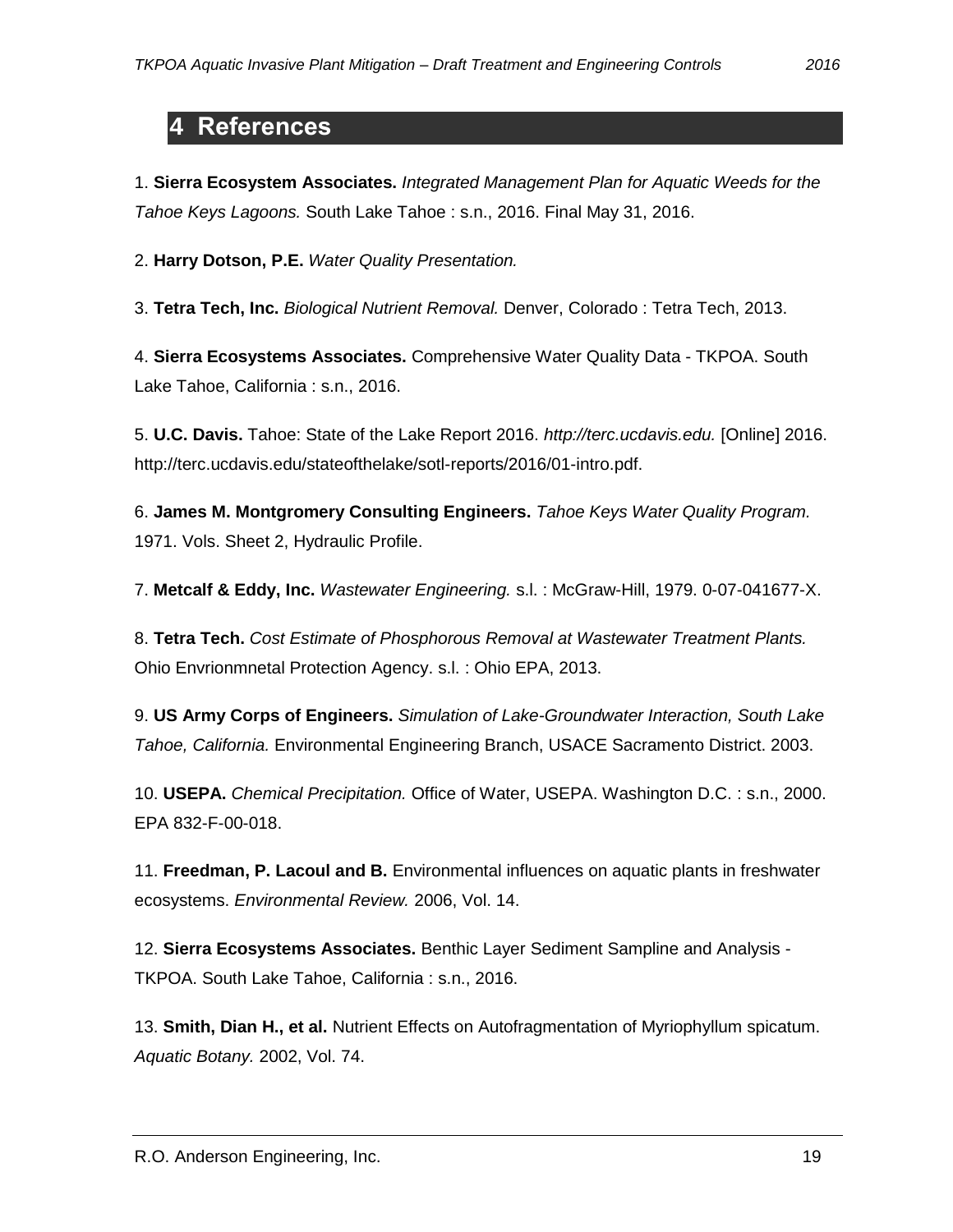# 4 References

1. **Sierra Ecosystem Associates.** *Integrated Management Plan for Aquatic Weeds for the Tahoe Keys Lagoons.* South Lake Tahoe : s.n., 2016. Final May 31, 2016.

2. **Harry Dotson, P.E.** *Water Quality Presentation.*

3. **Tetra Tech, Inc.** *Biological Nutrient Removal.* Denver, Colorado : Tetra Tech, 2013.

4. **Sierra Ecosystems Associates.** Comprehensive Water Quality Data - TKPOA. South Lake Tahoe, California : s.n., 2016.

5. **U.C. Davis.** Tahoe: State of the Lake Report 2016. *http://terc.ucdavis.edu.* [Online] 2016. http://terc.ucdavis.edu/stateofthelake/sotl-reports/2016/01-intro.pdf.

6. **James M. Montgromery Consulting Engineers.** *Tahoe Keys Water Quality Program.* 1971. Vols. Sheet 2, Hydraulic Profile.

7. **Metcalf & Eddy, Inc.** *Wastewater Engineering.* s.l. : McGraw-Hill, 1979. 0-07-041677-X.

8. **Tetra Tech.** *Cost Estimate of Phosphorous Removal at Wastewater Treatment Plants.* Ohio Envrionmnetal Protection Agency. s.l. : Ohio EPA, 2013.

9. **US Army Corps of Engineers.** *Simulation of Lake-Groundwater Interaction, South Lake Tahoe, California.* Environmental Engineering Branch, USACE Sacramento District. 2003.

10. **USEPA.** *Chemical Precipitation.* Office of Water, USEPA. Washington D.C. : s.n., 2000. EPA 832-F-00-018.

11. **Freedman, P. Lacoul and B.** Environmental influences on aquatic plants in freshwater ecosystems. *Environmental Review.* 2006, Vol. 14.

12. **Sierra Ecosystems Associates.** Benthic Layer Sediment Sampline and Analysis - TKPOA. South Lake Tahoe, California : s.n., 2016.

13. **Smith, Dian H., et al.** Nutrient Effects on Autofragmentation of Myriophyllum spicatum. *Aquatic Botany.* 2002, Vol. 74.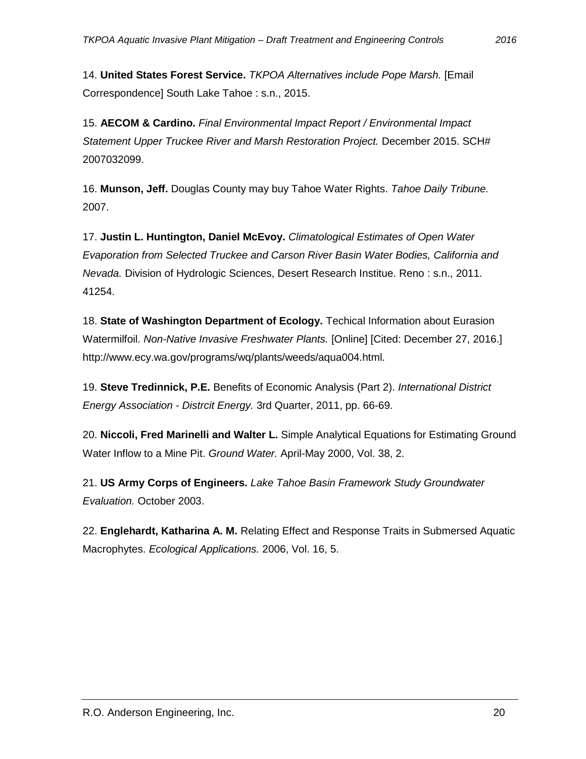14. **United States Forest Service.** *TKPOA Alternatives include Pope Marsh.* [Email Correspondence] South Lake Tahoe : s.n., 2015.

15. **AECOM & Cardino.** *Final Environmental Impact Report / Environmental Impact Statement Upper Truckee River and Marsh Restoration Project.* December 2015. SCH# 2007032099.

16. **Munson, Jeff.** Douglas County may buy Tahoe Water Rights. *Tahoe Daily Tribune.* 2007.

17. **Justin L. Huntington, Daniel McEvoy.** *Climatological Estimates of Open Water Evaporation from Selected Truckee and Carson River Basin Water Bodies, California and Nevada.* Division of Hydrologic Sciences, Desert Research Institue. Reno : s.n., 2011. 41254.

18. **State of Washington Department of Ecology.** Techical Information about Eurasion Watermilfoil. *Non-Native Invasive Freshwater Plants.* [Online] [Cited: December 27, 2016.] http://www.ecy.wa.gov/programs/wq/plants/weeds/aqua004.html.

19. **Steve Tredinnick, P.E.** Benefits of Economic Analysis (Part 2). *International District Energy Association - Distrcit Energy.* 3rd Quarter, 2011, pp. 66-69.

20. **Niccoli, Fred Marinelli and Walter L.** Simple Analytical Equations for Estimating Ground Water Inflow to a Mine Pit. *Ground Water.* April-May 2000, Vol. 38, 2.

21. **US Army Corps of Engineers.** *Lake Tahoe Basin Framework Study Groundwater Evaluation.* October 2003.

22. **Englehardt, Katharina A. M.** Relating Effect and Response Traits in Submersed Aquatic Macrophytes. *Ecological Applications.* 2006, Vol. 16, 5.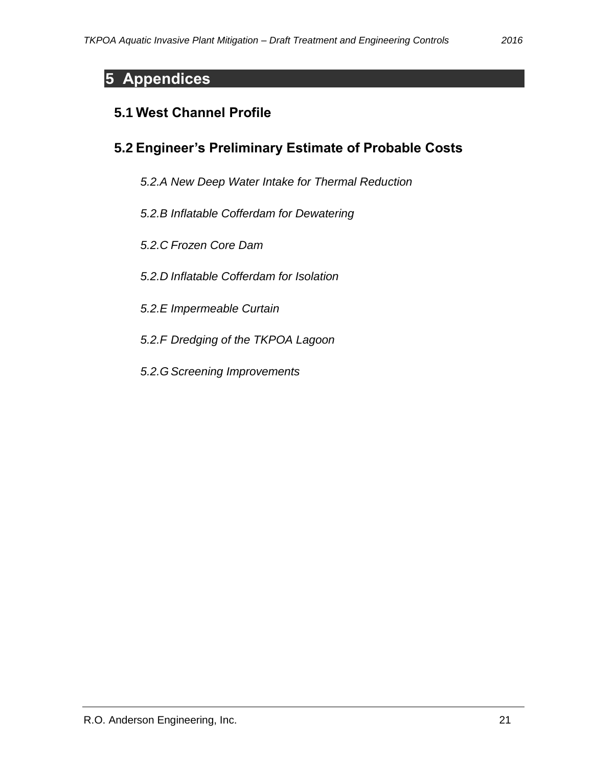# 5 Appendices

## 5.1 West Channel Profile

## 5.2 Engineer's Preliminary Estimate of Probable Costs

*5.2.A New Deep Water Intake for Thermal Reduction*

*5.2.B Inflatable Cofferdam for Dewatering*

*5.2.C Frozen Core Dam*

*5.2.D Inflatable Cofferdam for Isolation*

*5.2.E Impermeable Curtain*

*5.2.F Dredging of the TKPOA Lagoon*

*5.2.G Screening Improvements*